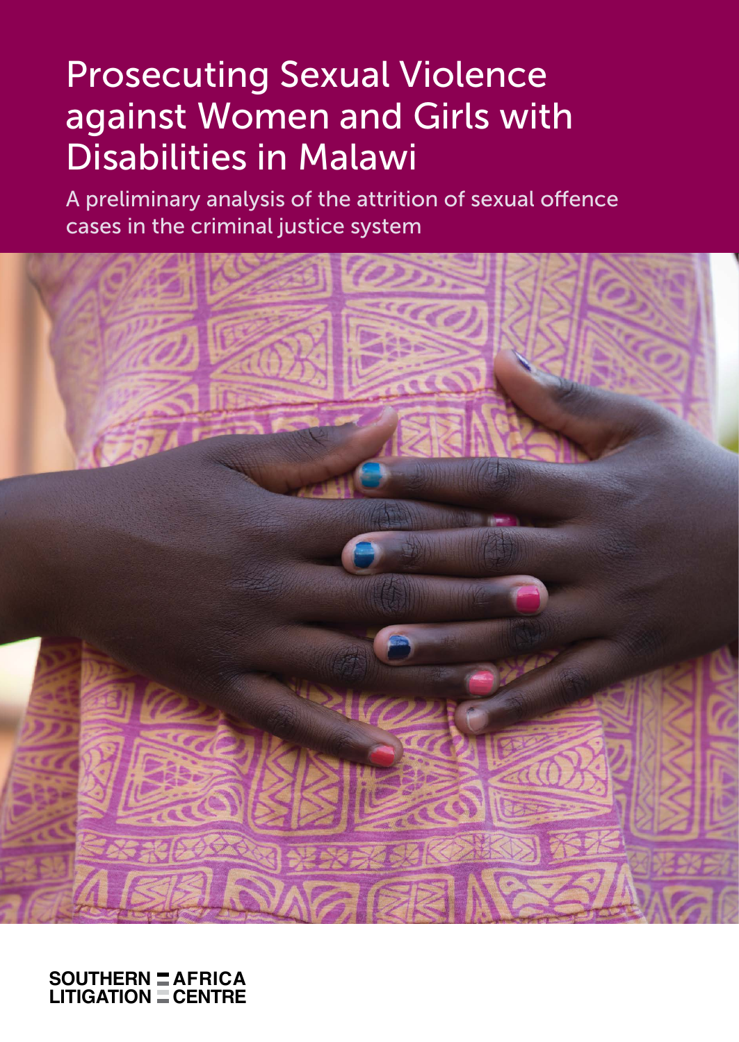# Prosecuting Sexual Violence against Women and Girls with Disabilities in Malawi

A preliminary analysis of the attrition of sexual offence cases in the criminal justice system

SOUTHERN AFRICA LITIGATION CENTRE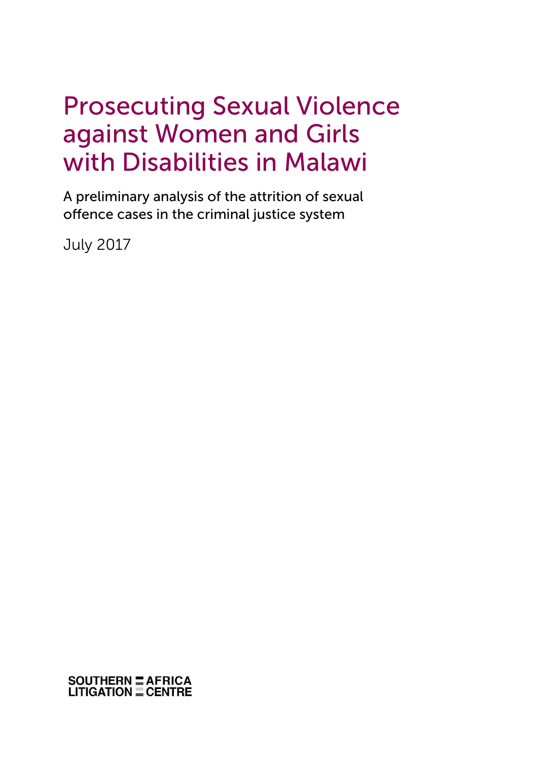# Prosecuting Sexual Violence against Women and Girls with Disabilities in Malawi

A preliminary analysis of the attrition of sexual offence cases in the criminal justice system

July 2017

SOUTHERN AFRICA LITIGATION CENTRE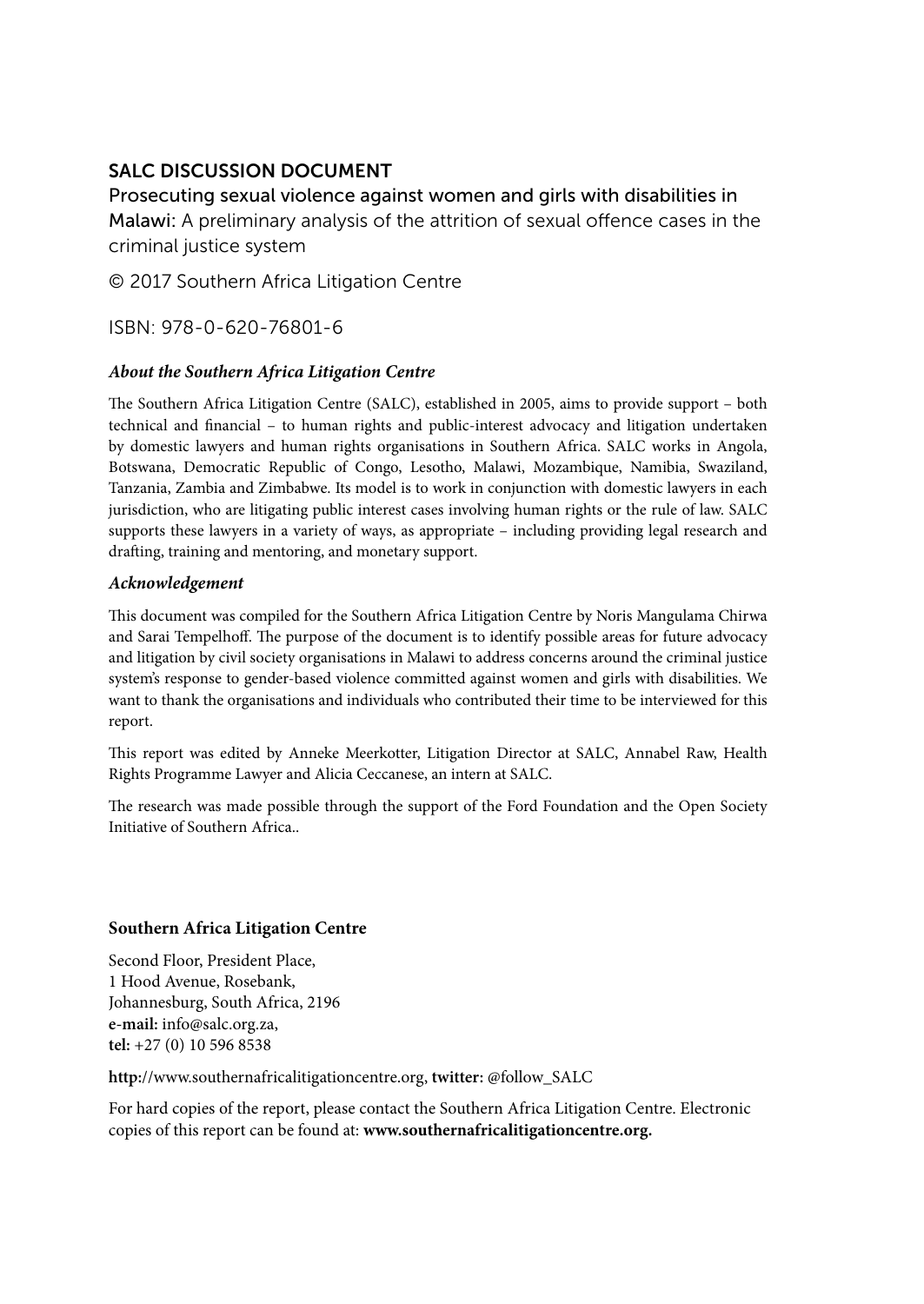## SALC DISCUSSION DOCUMENT

Prosecuting sexual violence against women and girls with disabilities in Malawi: A preliminary analysis of the attrition of sexual offence cases in the criminal justice system

© 2017 Southern Africa Litigation Centre

ISBN: 978-0-620-76801-6

### *About the Southern Africa Litigation Centre*

The Southern Africa Litigation Centre (SALC), established in 2005, aims to provide support – both technical and financial – to human rights and public-interest advocacy and litigation undertaken by domestic lawyers and human rights organisations in Southern Africa. SALC works in Angola, Botswana, Democratic Republic of Congo, Lesotho, Malawi, Mozambique, Namibia, Swaziland, Tanzania, Zambia and Zimbabwe. Its model is to work in conjunction with domestic lawyers in each jurisdiction, who are litigating public interest cases involving human rights or the rule of law. SALC supports these lawyers in a variety of ways, as appropriate – including providing legal research and drafting, training and mentoring, and monetary support.

### *Acknowledgement*

This document was compiled for the Southern Africa Litigation Centre by Noris Mangulama Chirwa and Sarai Tempelhoff. The purpose of the document is to identify possible areas for future advocacy and litigation by civil society organisations in Malawi to address concerns around the criminal justice system's response to gender-based violence committed against women and girls with disabilities. We want to thank the organisations and individuals who contributed their time to be interviewed for this report.

This report was edited by Anneke Meerkotter, Litigation Director at SALC, Annabel Raw, Health Rights Programme Lawyer and Alicia Ceccanese, an intern at SALC.

The research was made possible through the support of the Ford Foundation and the Open Society Initiative of Southern Africa..

**Southern Africa Litigation Centre**

Second Floor, President Place,
1 Hood Avenue, Rosebank,
Johannesburg, South Africa, 2196
**e-mail:** info@salc.org.za,
**tel:** +27 (0) 10 596 8538

**http:**//www.southernafricalitigationcentre.org, **twitter:** @follow_SALC

For hard copies of the report, please contact the Southern Africa Litigation Centre. Electronic copies of this report can be found at: **www.southernafricalitigationcentre.org.**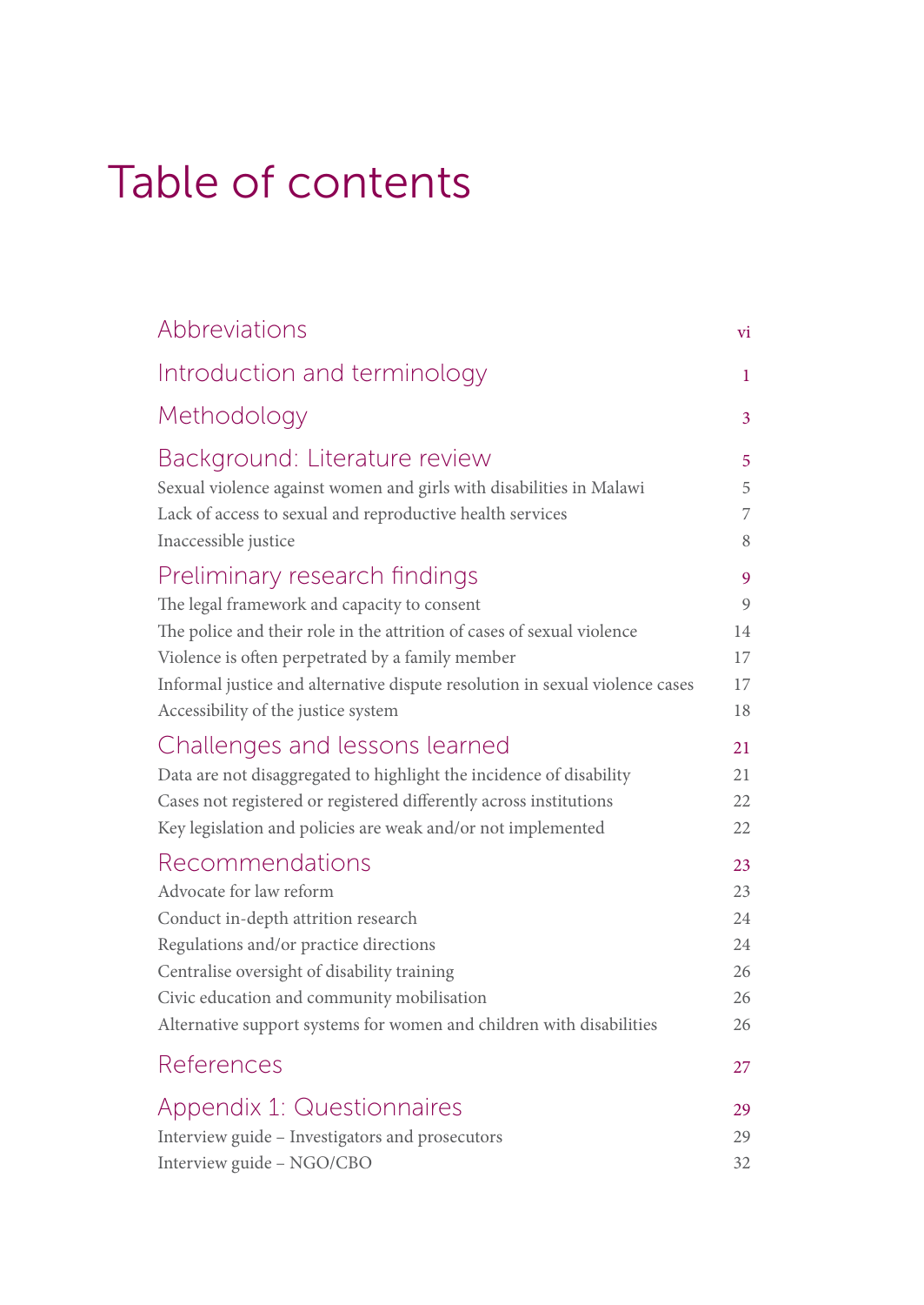# Table of contents

| | |
|---|---|
| **Abbreviations** | vi |
| **Introduction and terminology** | 1 |
| **Methodology** | 3 |
| **Background: Literature review** | 5 |
| Sexual violence against women and girls with disabilities in Malawi | 5 |
| Lack of access to sexual and reproductive health services | 7 |
| Inaccessible justice | 8 |
| **Preliminary research findings** | 9 |
| The legal framework and capacity to consent | 9 |
| The police and their role in the attrition of cases of sexual violence | 14 |
| Violence is often perpetrated by a family member | 17 |
| Informal justice and alternative dispute resolution in sexual violence cases | 17 |
| Accessibility of the justice system | 18 |
| **Challenges and lessons learned** | 21 |
| Data are not disaggregated to highlight the incidence of disability | 21 |
| Cases not registered or registered differently across institutions | 22 |
| Key legislation and policies are weak and/or not implemented | 22 |
| **Recommendations** | 23 |
| Advocate for law reform | 23 |
| Conduct in-depth attrition research | 24 |
| Regulations and/or practice directions | 24 |
| Centralise oversight of disability training | 26 |
| Civic education and community mobilisation | 26 |
| Alternative support systems for women and children with disabilities | 26 |
| **References** | 27 |
| **Appendix 1: Questionnaires** | 29 |
| Interview guide – Investigators and prosecutors | 29 |
| Interview guide – NGO/CBO | 32 |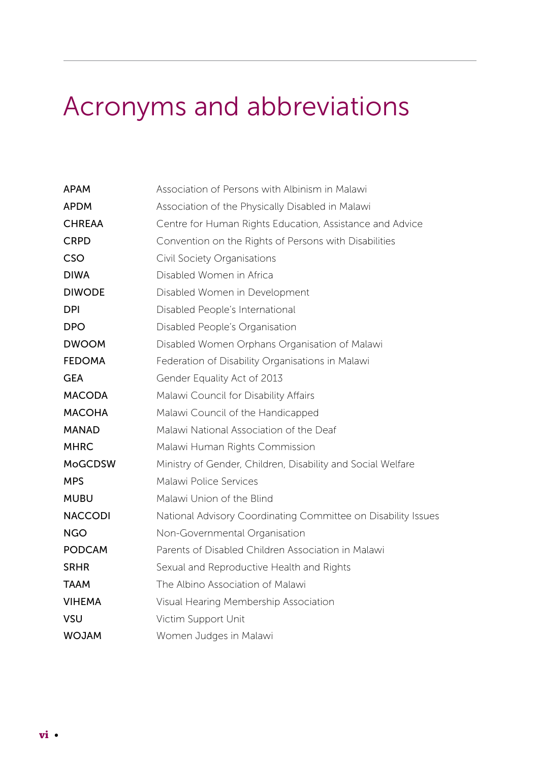# Acronyms and abbreviations

| | |
|---|---|
| **APAM** | Association of Persons with Albinism in Malawi |
| **APDM** | Association of the Physically Disabled in Malawi |
| **CHREAA** | Centre for Human Rights Education, Assistance and Advice |
| **CRPD** | Convention on the Rights of Persons with Disabilities |
| **CSO** | Civil Society Organisations |
| **DIWA** | Disabled Women in Africa |
| **DIWODE** | Disabled Women in Development |
| **DPI** | Disabled People's International |
| **DPO** | Disabled People's Organisation |
| **DWOOM** | Disabled Women Orphans Organisation of Malawi |
| **FEDOMA** | Federation of Disability Organisations in Malawi |
| **GEA** | Gender Equality Act of 2013 |
| **MACODA** | Malawi Council for Disability Affairs |
| **MACOHA** | Malawi Council of the Handicapped |
| **MANAD** | Malawi National Association of the Deaf |
| **MHRC** | Malawi Human Rights Commission |
| **MoGCDSW** | Ministry of Gender, Children, Disability and Social Welfare |
| **MPS** | Malawi Police Services |
| **MUBU** | Malawi Union of the Blind |
| **NACCODI** | National Advisory Coordinating Committee on Disability Issues |
| **NGO** | Non-Governmental Organisation |
| **PODCAM** | Parents of Disabled Children Association in Malawi |
| **SRHR** | Sexual and Reproductive Health and Rights |
| **TAAM** | The Albino Association of Malawi |
| **VIHEMA** | Visual Hearing Membership Association |
| **VSU** | Victim Support Unit |
| **WOJAM** | Women Judges in Malawi |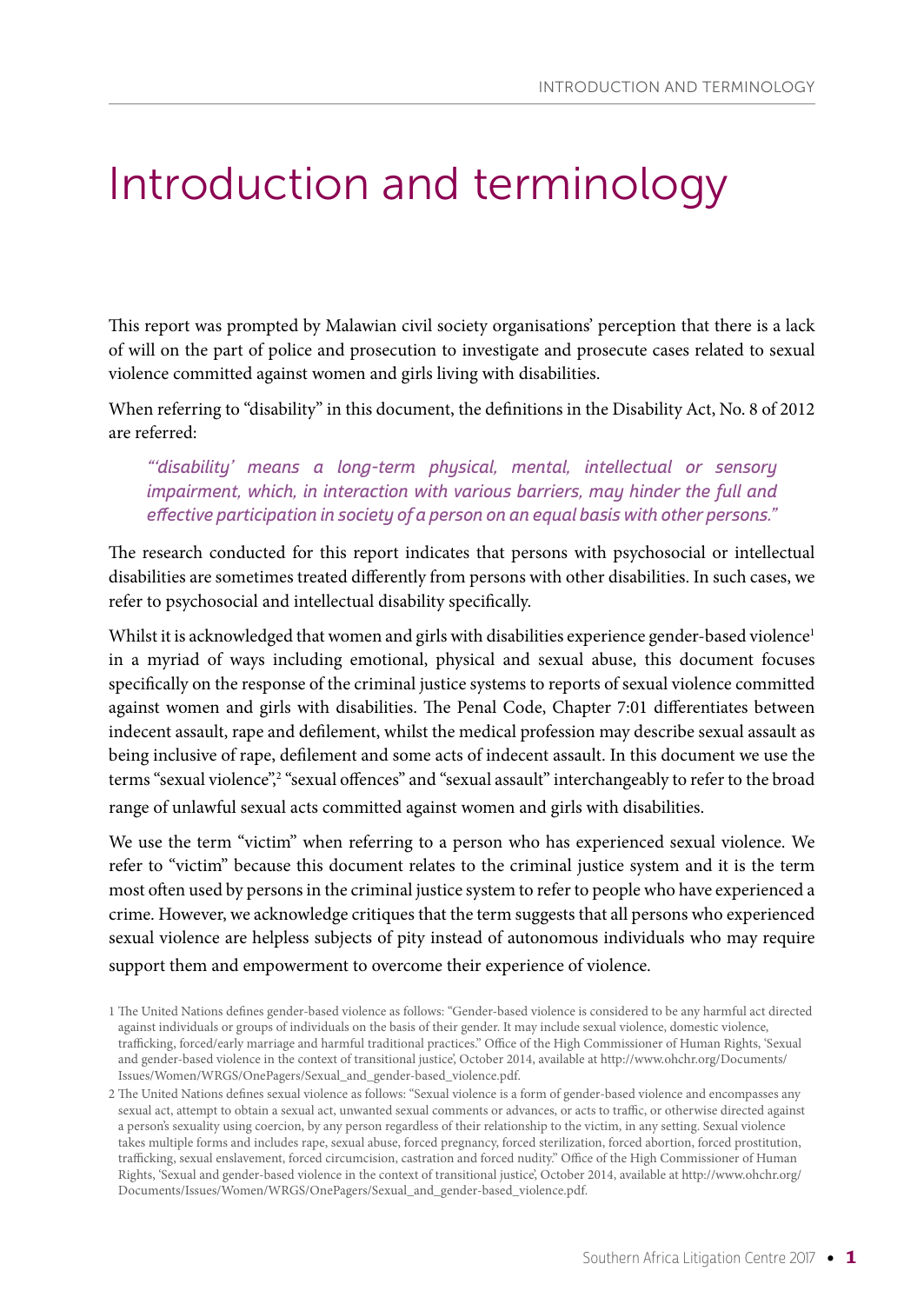# Introduction and terminology

This report was prompted by Malawian civil society organisations' perception that there is a lack of will on the part of police and prosecution to investigate and prosecute cases related to sexual violence committed against women and girls living with disabilities.

When referring to "disability" in this document, the definitions in the Disability Act, No. 8 of 2012 are referred:

> *"'disability' means a long-term physical, mental, intellectual or sensory impairment, which, in interaction with various barriers, may hinder the full and effective participation in society of a person on an equal basis with other persons."*

The research conducted for this report indicates that persons with psychosocial or intellectual disabilities are sometimes treated differently from persons with other disabilities. In such cases, we refer to psychosocial and intellectual disability specifically.

Whilst it is acknowledged that women and girls with disabilities experience gender-based violence[1] in a myriad of ways including emotional, physical and sexual abuse, this document focuses specifically on the response of the criminal justice systems to reports of sexual violence committed against women and girls with disabilities. The Penal Code, Chapter 7:01 differentiates between indecent assault, rape and defilement, whilst the medical profession may describe sexual assault as being inclusive of rape, defilement and some acts of indecent assault. In this document we use the terms "sexual violence",[2] "sexual offences" and "sexual assault" interchangeably to refer to the broad range of unlawful sexual acts committed against women and girls with disabilities.

We use the term "victim" when referring to a person who has experienced sexual violence. We refer to "victim" because this document relates to the criminal justice system and it is the term most often used by persons in the criminal justice system to refer to people who have experienced a crime. However, we acknowledge critiques that the term suggests that all persons who experienced sexual violence are helpless subjects of pity instead of autonomous individuals who may require support them and empowerment to overcome their experience of violence.

1 The United Nations defines gender-based violence as follows: "Gender-based violence is considered to be any harmful act directed against individuals or groups of individuals on the basis of their gender. It may include sexual violence, domestic violence, trafficking, forced/early marriage and harmful traditional practices." Office of the High Commissioner of Human Rights, 'Sexual and gender-based violence in the context of transitional justice', October 2014, available at http://www.ohchr.org/Documents/Issues/Women/WRGS/OnePagers/Sexual_and_gender-based_violence.pdf.

2 The United Nations defines sexual violence as follows: "Sexual violence is a form of gender-based violence and encompasses any sexual act, attempt to obtain a sexual act, unwanted sexual comments or advances, or acts to traffic, or otherwise directed against a person's sexuality using coercion, by any person regardless of their relationship to the victim, in any setting. Sexual violence takes multiple forms and includes rape, sexual abuse, forced pregnancy, forced sterilization, forced abortion, forced prostitution, trafficking, sexual enslavement, forced circumcision, castration and forced nudity." Office of the High Commissioner of Human Rights, 'Sexual and gender-based violence in the context of transitional justice', October 2014, available at http://www.ohchr.org/Documents/Issues/Women/WRGS/OnePagers/Sexual_and_gender-based_violence.pdf.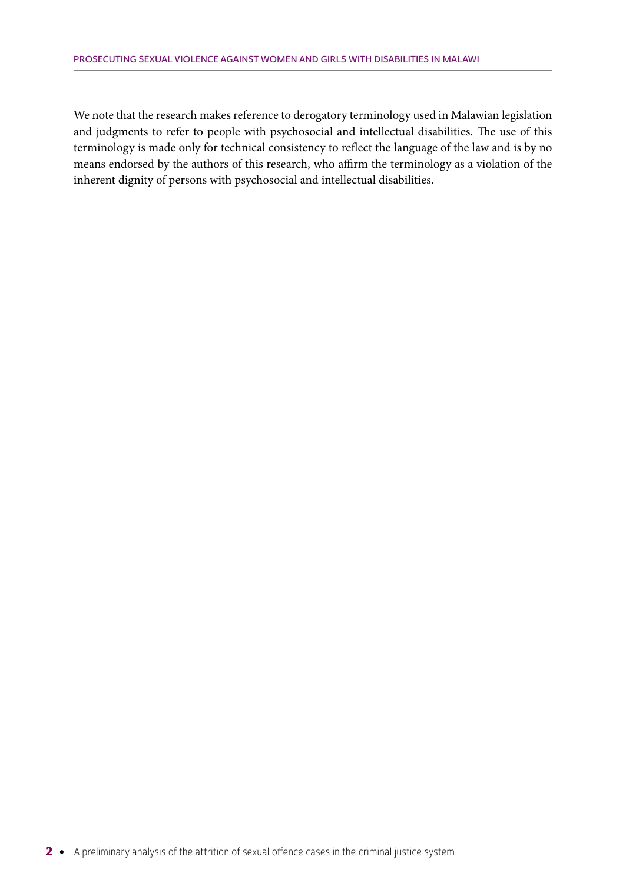We note that the research makes reference to derogatory terminology used in Malawian legislation and judgments to refer to people with psychosocial and intellectual disabilities. The use of this terminology is made only for technical consistency to reflect the language of the law and is by no means endorsed by the authors of this research, who affirm the terminology as a violation of the inherent dignity of persons with psychosocial and intellectual disabilities.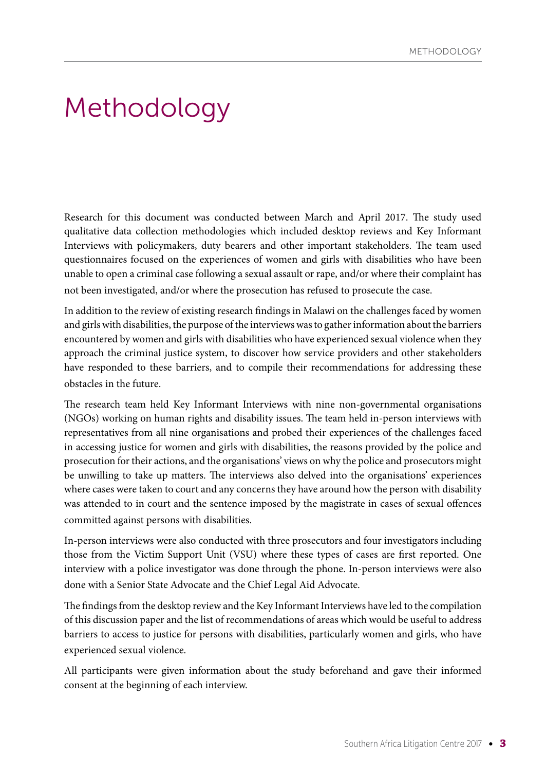# Methodology

Research for this document was conducted between March and April 2017. The study used qualitative data collection methodologies which included desktop reviews and Key Informant Interviews with policymakers, duty bearers and other important stakeholders. The team used questionnaires focused on the experiences of women and girls with disabilities who have been unable to open a criminal case following a sexual assault or rape, and/or where their complaint has not been investigated, and/or where the prosecution has refused to prosecute the case.

In addition to the review of existing research findings in Malawi on the challenges faced by women and girls with disabilities, the purpose of the interviews was to gather information about the barriers encountered by women and girls with disabilities who have experienced sexual violence when they approach the criminal justice system, to discover how service providers and other stakeholders have responded to these barriers, and to compile their recommendations for addressing these obstacles in the future.

The research team held Key Informant Interviews with nine non-governmental organisations (NGOs) working on human rights and disability issues. The team held in-person interviews with representatives from all nine organisations and probed their experiences of the challenges faced in accessing justice for women and girls with disabilities, the reasons provided by the police and prosecution for their actions, and the organisations' views on why the police and prosecutors might be unwilling to take up matters. The interviews also delved into the organisations' experiences where cases were taken to court and any concerns they have around how the person with disability was attended to in court and the sentence imposed by the magistrate in cases of sexual offences committed against persons with disabilities.

In-person interviews were also conducted with three prosecutors and four investigators including those from the Victim Support Unit (VSU) where these types of cases are first reported. One interview with a police investigator was done through the phone. In-person interviews were also done with a Senior State Advocate and the Chief Legal Aid Advocate.

The findings from the desktop review and the Key Informant Interviews have led to the compilation of this discussion paper and the list of recommendations of areas which would be useful to address barriers to access to justice for persons with disabilities, particularly women and girls, who have experienced sexual violence.

All participants were given information about the study beforehand and gave their informed consent at the beginning of each interview.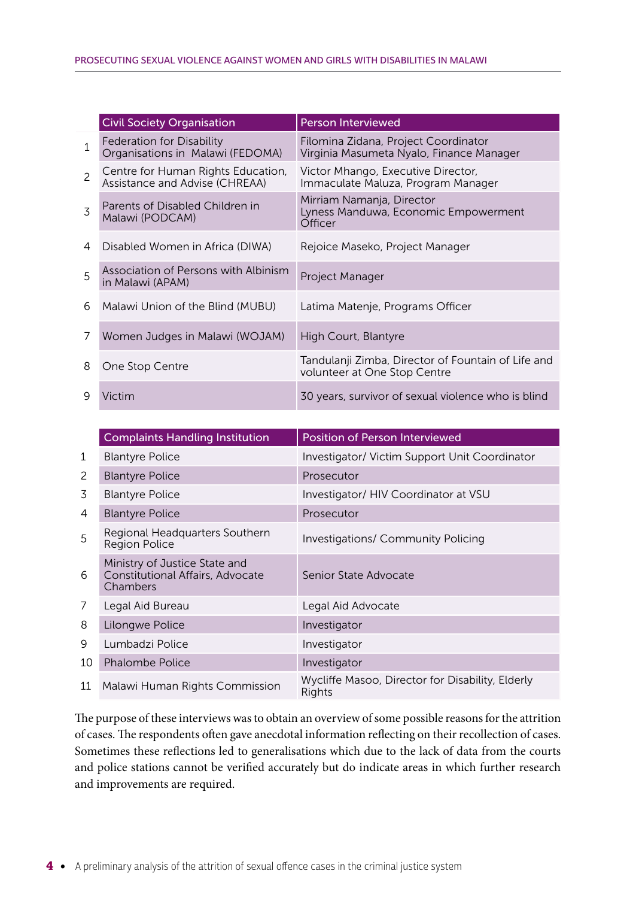| | Civil Society Organisation | Person Interviewed |
|---|---|---|
| 1 | Federation for Disability Organisations in Malawi (FEDOMA) | Filomina Zidana, Project Coordinator Virginia Masumeta Nyalo, Finance Manager |
| 2 | Centre for Human Rights Education, Assistance and Advise (CHREAA) | Victor Mhango, Executive Director, Immaculate Maluza, Program Manager |
| 3 | Parents of Disabled Children in Malawi (PODCAM) | Mirriam Namanja, Director Lyness Manduwa, Economic Empowerment Officer |
| 4 | Disabled Women in Africa (DIWA) | Rejoice Maseko, Project Manager |
| 5 | Association of Persons with Albinism in Malawi (APAM) | Project Manager |
| 6 | Malawi Union of the Blind (MUBU) | Latima Matenje, Programs Officer |
| 7 | Women Judges in Malawi (WOJAM) | High Court, Blantyre |
| 8 | One Stop Centre | Tandulanji Zimba, Director of Fountain of Life and volunteer at One Stop Centre |
| 9 | Victim | 30 years, survivor of sexual violence who is blind |

| | Complaints Handling Institution | Position of Person Interviewed |
|---|---|---|
| 1 | Blantyre Police | Investigator/ Victim Support Unit Coordinator |
| 2 | Blantyre Police | Prosecutor |
| 3 | Blantyre Police | Investigator/ HIV Coordinator at VSU |
| 4 | Blantyre Police | Prosecutor |
| 5 | Regional Headquarters Southern Region Police | Investigations/ Community Policing |
| 6 | Ministry of Justice State and Constitutional Affairs, Advocate Chambers | Senior State Advocate |
| 7 | Legal Aid Bureau | Legal Aid Advocate |
| 8 | Lilongwe Police | Investigator |
| 9 | Lumbadzi Police | Investigator |
| 10 | Phalombe Police | Investigator |
| 11 | Malawi Human Rights Commission | Wycliffe Masoo, Director for Disability, Elderly Rights |

The purpose of these interviews was to obtain an overview of some possible reasons for the attrition of cases. The respondents often gave anecdotal information reflecting on their recollection of cases. Sometimes these reflections led to generalisations which due to the lack of data from the courts and police stations cannot be verified accurately but do indicate areas in which further research and improvements are required.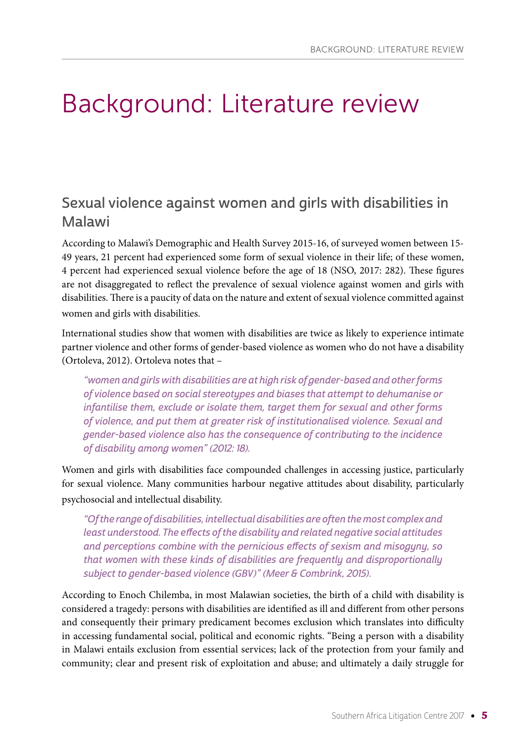# Background: Literature review

## Sexual violence against women and girls with disabilities in Malawi

According to Malawi's Demographic and Health Survey 2015-16, of surveyed women between 15-49 years, 21 percent had experienced some form of sexual violence in their life; of these women, 4 percent had experienced sexual violence before the age of 18 (NSO, 2017: 282). These figures are not disaggregated to reflect the prevalence of sexual violence against women and girls with disabilities. There is a paucity of data on the nature and extent of sexual violence committed against women and girls with disabilities.

International studies show that women with disabilities are twice as likely to experience intimate partner violence and other forms of gender-based violence as women who do not have a disability (Ortoleva, 2012). Ortoleva notes that –

> *"women and girls with disabilities are at high risk of gender-based and other forms of violence based on social stereotypes and biases that attempt to dehumanise or infantilise them, exclude or isolate them, target them for sexual and other forms of violence, and put them at greater risk of institutionalised violence. Sexual and gender-based violence also has the consequence of contributing to the incidence of disability among women" (2012: 18).*

Women and girls with disabilities face compounded challenges in accessing justice, particularly for sexual violence. Many communities harbour negative attitudes about disability, particularly psychosocial and intellectual disability.

> *"Of the range of disabilities, intellectual disabilities are often the most complex and least understood. The effects of the disability and related negative social attitudes and perceptions combine with the pernicious effects of sexism and misogyny, so that women with these kinds of disabilities are frequently and disproportionally subject to gender-based violence (GBV)" (Meer & Combrink, 2015).*

According to Enoch Chilemba, in most Malawian societies, the birth of a child with disability is considered a tragedy: persons with disabilities are identified as ill and different from other persons and consequently their primary predicament becomes exclusion which translates into difficulty in accessing fundamental social, political and economic rights. "Being a person with a disability in Malawi entails exclusion from essential services; lack of the protection from your family and community; clear and present risk of exploitation and abuse; and ultimately a daily struggle for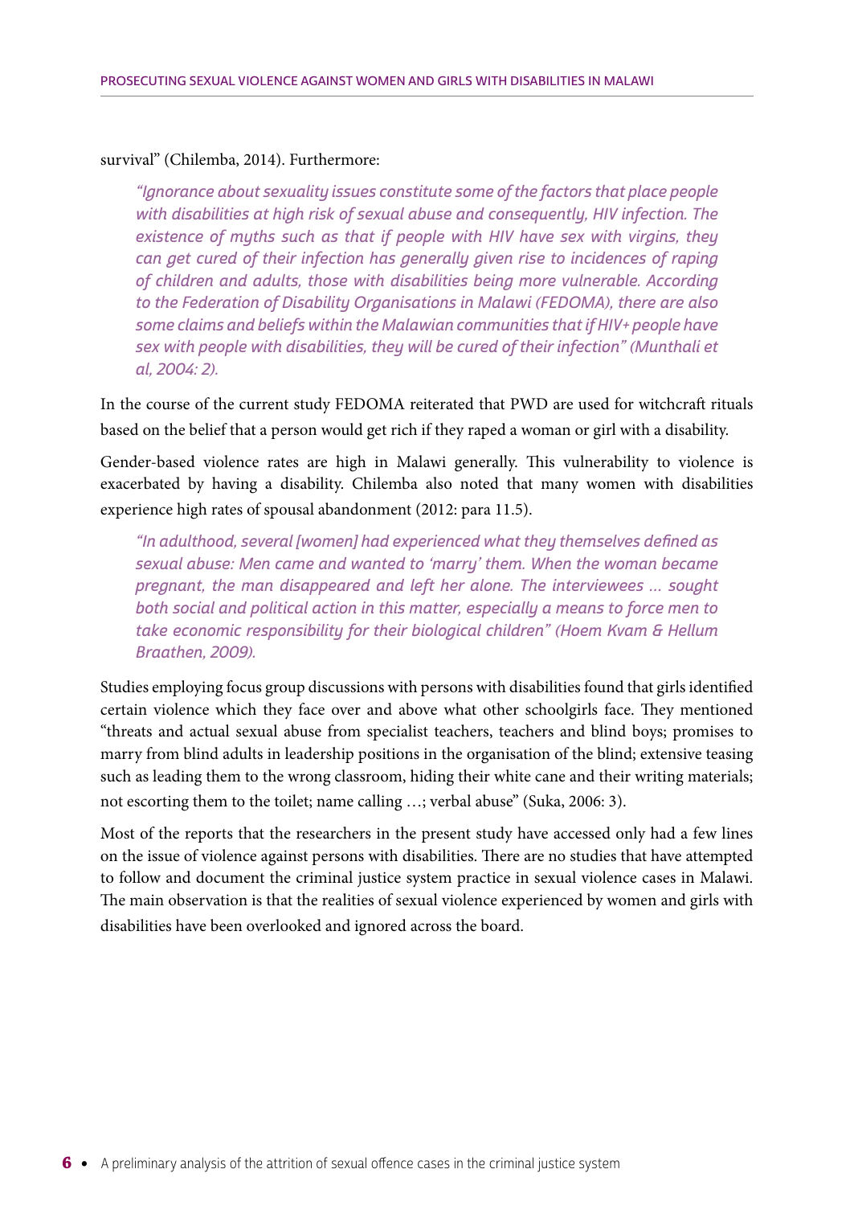survival" (Chilemba, 2014). Furthermore:

> *"Ignorance about sexuality issues constitute some of the factors that place people with disabilities at high risk of sexual abuse and consequently, HIV infection. The existence of myths such as that if people with HIV have sex with virgins, they can get cured of their infection has generally given rise to incidences of raping of children and adults, those with disabilities being more vulnerable. According to the Federation of Disability Organisations in Malawi (FEDOMA), there are also some claims and beliefs within the Malawian communities that if HIV+ people have sex with people with disabilities, they will be cured of their infection" (Munthali et al, 2004: 2).*

In the course of the current study FEDOMA reiterated that PWD are used for witchcraft rituals based on the belief that a person would get rich if they raped a woman or girl with a disability.

Gender-based violence rates are high in Malawi generally. This vulnerability to violence is exacerbated by having a disability. Chilemba also noted that many women with disabilities experience high rates of spousal abandonment (2012: para 11.5).

> *"In adulthood, several [women] had experienced what they themselves defined as sexual abuse: Men came and wanted to 'marry' them. When the woman became pregnant, the man disappeared and left her alone. The interviewees … sought both social and political action in this matter, especially a means to force men to take economic responsibility for their biological children" (Hoem Kvam & Hellum Braathen, 2009).*

Studies employing focus group discussions with persons with disabilities found that girls identified certain violence which they face over and above what other schoolgirls face. They mentioned "threats and actual sexual abuse from specialist teachers, teachers and blind boys; promises to marry from blind adults in leadership positions in the organisation of the blind; extensive teasing such as leading them to the wrong classroom, hiding their white cane and their writing materials; not escorting them to the toilet; name calling …; verbal abuse" (Suka, 2006: 3).

Most of the reports that the researchers in the present study have accessed only had a few lines on the issue of violence against persons with disabilities. There are no studies that have attempted to follow and document the criminal justice system practice in sexual violence cases in Malawi. The main observation is that the realities of sexual violence experienced by women and girls with disabilities have been overlooked and ignored across the board.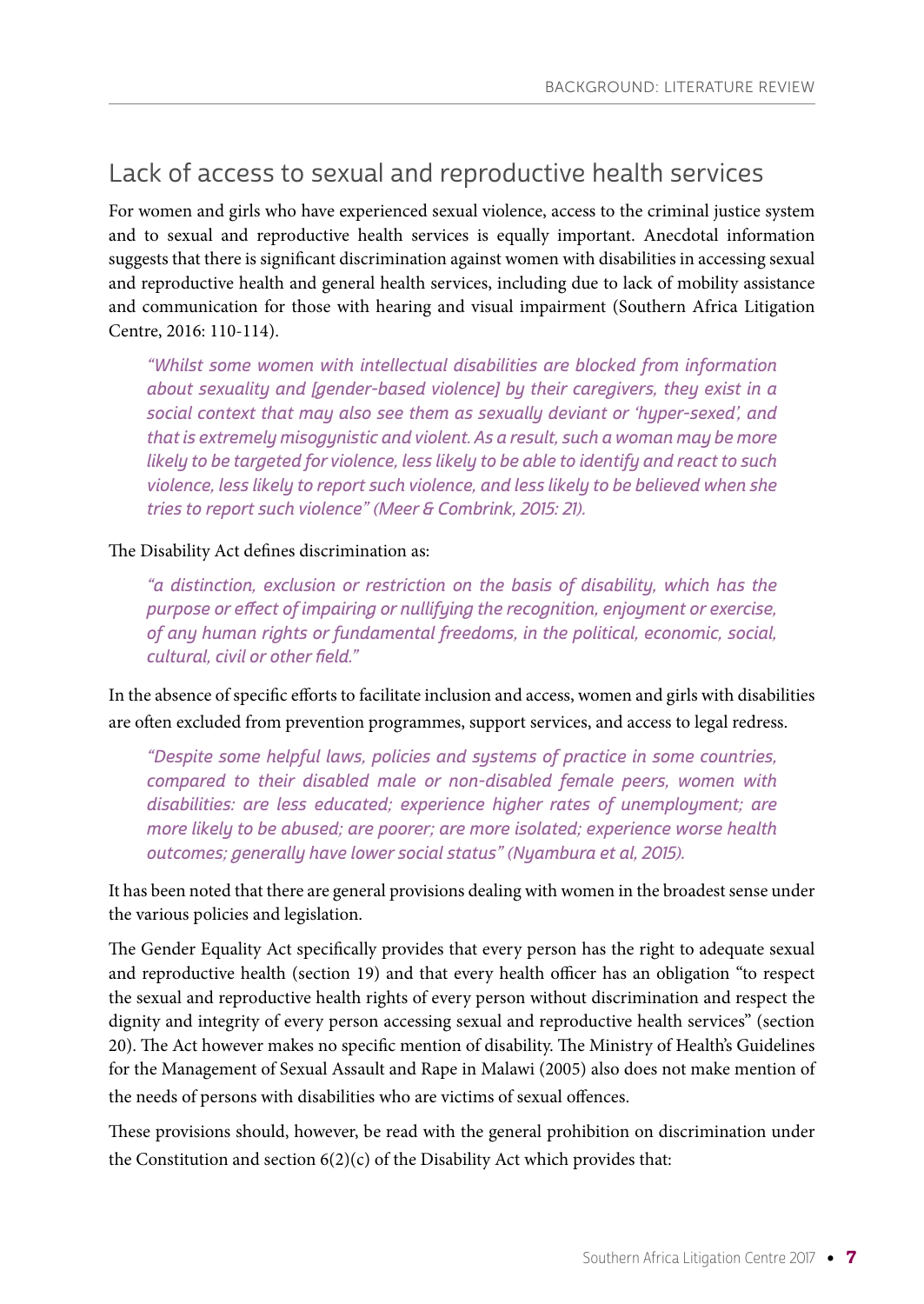## Lack of access to sexual and reproductive health services

For women and girls who have experienced sexual violence, access to the criminal justice system and to sexual and reproductive health services is equally important. Anecdotal information suggests that there is significant discrimination against women with disabilities in accessing sexual and reproductive health and general health services, including due to lack of mobility assistance and communication for those with hearing and visual impairment (Southern Africa Litigation Centre, 2016: 110-114).

> *"Whilst some women with intellectual disabilities are blocked from information about sexuality and [gender-based violence] by their caregivers, they exist in a social context that may also see them as sexually deviant or 'hyper-sexed', and that is extremely misogynistic and violent. As a result, such a woman may be more likely to be targeted for violence, less likely to be able to identify and react to such violence, less likely to report such violence, and less likely to be believed when she tries to report such violence" (Meer & Combrink, 2015: 21).*

The Disability Act defines discrimination as:

> *"a distinction, exclusion or restriction on the basis of disability, which has the purpose or effect of impairing or nullifying the recognition, enjoyment or exercise, of any human rights or fundamental freedoms, in the political, economic, social, cultural, civil or other field."*

In the absence of specific efforts to facilitate inclusion and access, women and girls with disabilities are often excluded from prevention programmes, support services, and access to legal redress.

> *"Despite some helpful laws, policies and systems of practice in some countries, compared to their disabled male or non-disabled female peers, women with disabilities: are less educated; experience higher rates of unemployment; are more likely to be abused; are poorer; are more isolated; experience worse health outcomes; generally have lower social status" (Nyambura et al, 2015).*

It has been noted that there are general provisions dealing with women in the broadest sense under the various policies and legislation.

The Gender Equality Act specifically provides that every person has the right to adequate sexual and reproductive health (section 19) and that every health officer has an obligation "to respect the sexual and reproductive health rights of every person without discrimination and respect the dignity and integrity of every person accessing sexual and reproductive health services" (section 20). The Act however makes no specific mention of disability. The Ministry of Health's Guidelines for the Management of Sexual Assault and Rape in Malawi (2005) also does not make mention of the needs of persons with disabilities who are victims of sexual offences.

These provisions should, however, be read with the general prohibition on discrimination under the Constitution and section 6(2)(c) of the Disability Act which provides that: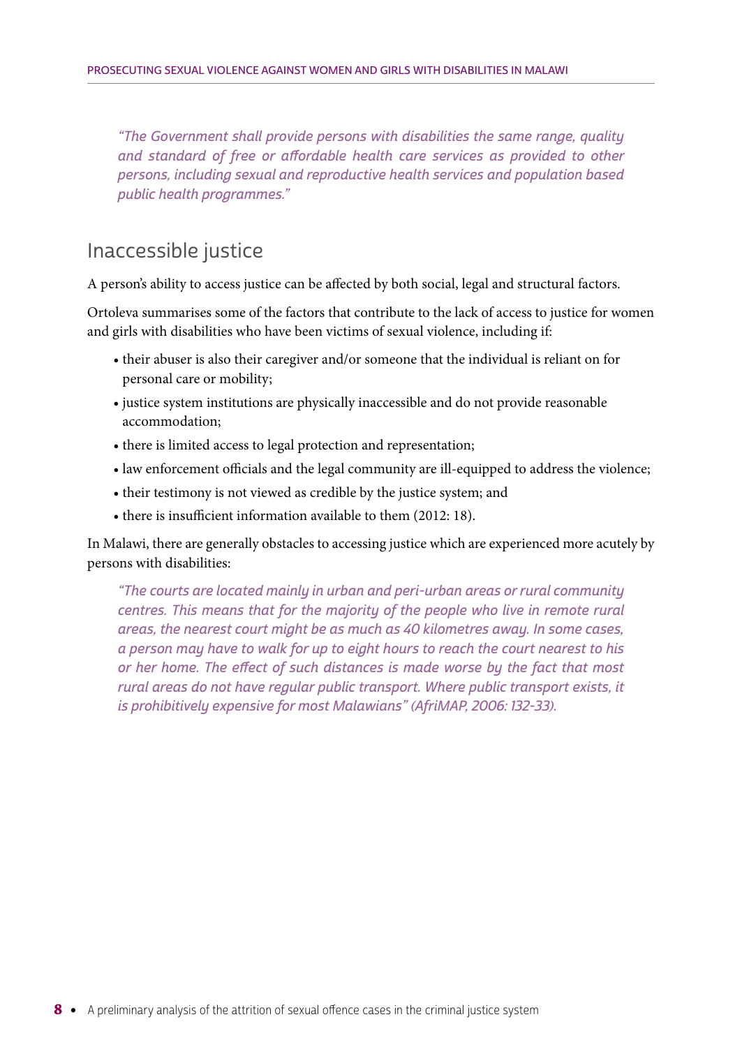> *"The Government shall provide persons with disabilities the same range, quality and standard of free or affordable health care services as provided to other persons, including sexual and reproductive health services and population based public health programmes."*

## Inaccessible justice

A person's ability to access justice can be affected by both social, legal and structural factors.

Ortoleva summarises some of the factors that contribute to the lack of access to justice for women and girls with disabilities who have been victims of sexual violence, including if:

- their abuser is also their caregiver and/or someone that the individual is reliant on for personal care or mobility;
- justice system institutions are physically inaccessible and do not provide reasonable accommodation;
- there is limited access to legal protection and representation;
- law enforcement officials and the legal community are ill-equipped to address the violence;
- their testimony is not viewed as credible by the justice system; and
- there is insufficient information available to them (2012: 18).

In Malawi, there are generally obstacles to accessing justice which are experienced more acutely by persons with disabilities:

> *"The courts are located mainly in urban and peri-urban areas or rural community centres. This means that for the majority of the people who live in remote rural areas, the nearest court might be as much as 40 kilometres away. In some cases, a person may have to walk for up to eight hours to reach the court nearest to his or her home. The effect of such distances is made worse by the fact that most rural areas do not have regular public transport. Where public transport exists, it is prohibitively expensive for most Malawians" (AfriMAP, 2006: 132-33).*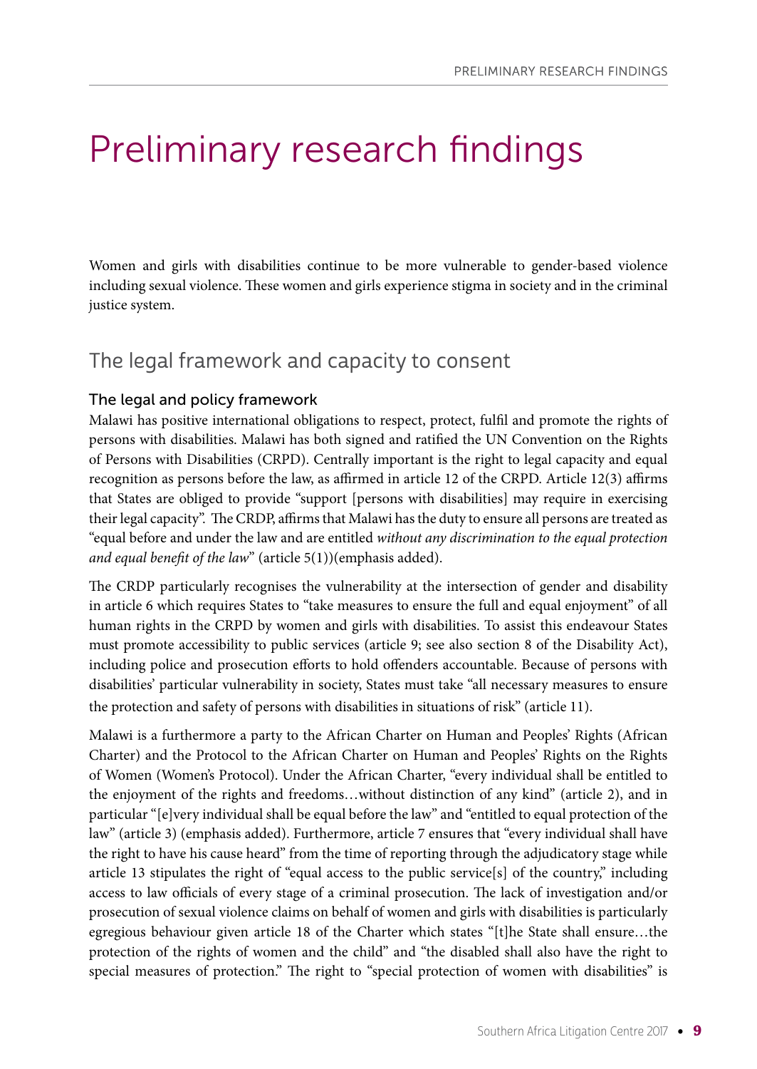# Preliminary research findings

Women and girls with disabilities continue to be more vulnerable to gender-based violence including sexual violence. These women and girls experience stigma in society and in the criminal justice system.

## The legal framework and capacity to consent

### The legal and policy framework

Malawi has positive international obligations to respect, protect, fulfil and promote the rights of persons with disabilities. Malawi has both signed and ratified the UN Convention on the Rights of Persons with Disabilities (CRPD). Centrally important is the right to legal capacity and equal recognition as persons before the law, as affirmed in article 12 of the CRPD. Article 12(3) affirms that States are obliged to provide "support [persons with disabilities] may require in exercising their legal capacity". The CRDP, affirms that Malawi has the duty to ensure all persons are treated as "equal before and under the law and are entitled *without any discrimination to the equal protection and equal benefit of the law*" (article 5(1))(emphasis added).

The CRDP particularly recognises the vulnerability at the intersection of gender and disability in article 6 which requires States to "take measures to ensure the full and equal enjoyment" of all human rights in the CRPD by women and girls with disabilities. To assist this endeavour States must promote accessibility to public services (article 9; see also section 8 of the Disability Act), including police and prosecution efforts to hold offenders accountable. Because of persons with disabilities' particular vulnerability in society, States must take "all necessary measures to ensure the protection and safety of persons with disabilities in situations of risk" (article 11).

Malawi is a furthermore a party to the African Charter on Human and Peoples' Rights (African Charter) and the Protocol to the African Charter on Human and Peoples' Rights on the Rights of Women (Women's Protocol). Under the African Charter, "every individual shall be entitled to the enjoyment of the rights and freedoms…without distinction of any kind" (article 2), and in particular "[e]very individual shall be equal before the law" and "entitled to equal protection of the law" (article 3) (emphasis added). Furthermore, article 7 ensures that "every individual shall have the right to have his cause heard" from the time of reporting through the adjudicatory stage while article 13 stipulates the right of "equal access to the public service[s] of the country," including access to law officials of every stage of a criminal prosecution. The lack of investigation and/or prosecution of sexual violence claims on behalf of women and girls with disabilities is particularly egregious behaviour given article 18 of the Charter which states "[t]he State shall ensure…the protection of the rights of women and the child" and "the disabled shall also have the right to special measures of protection." The right to "special protection of women with disabilities" is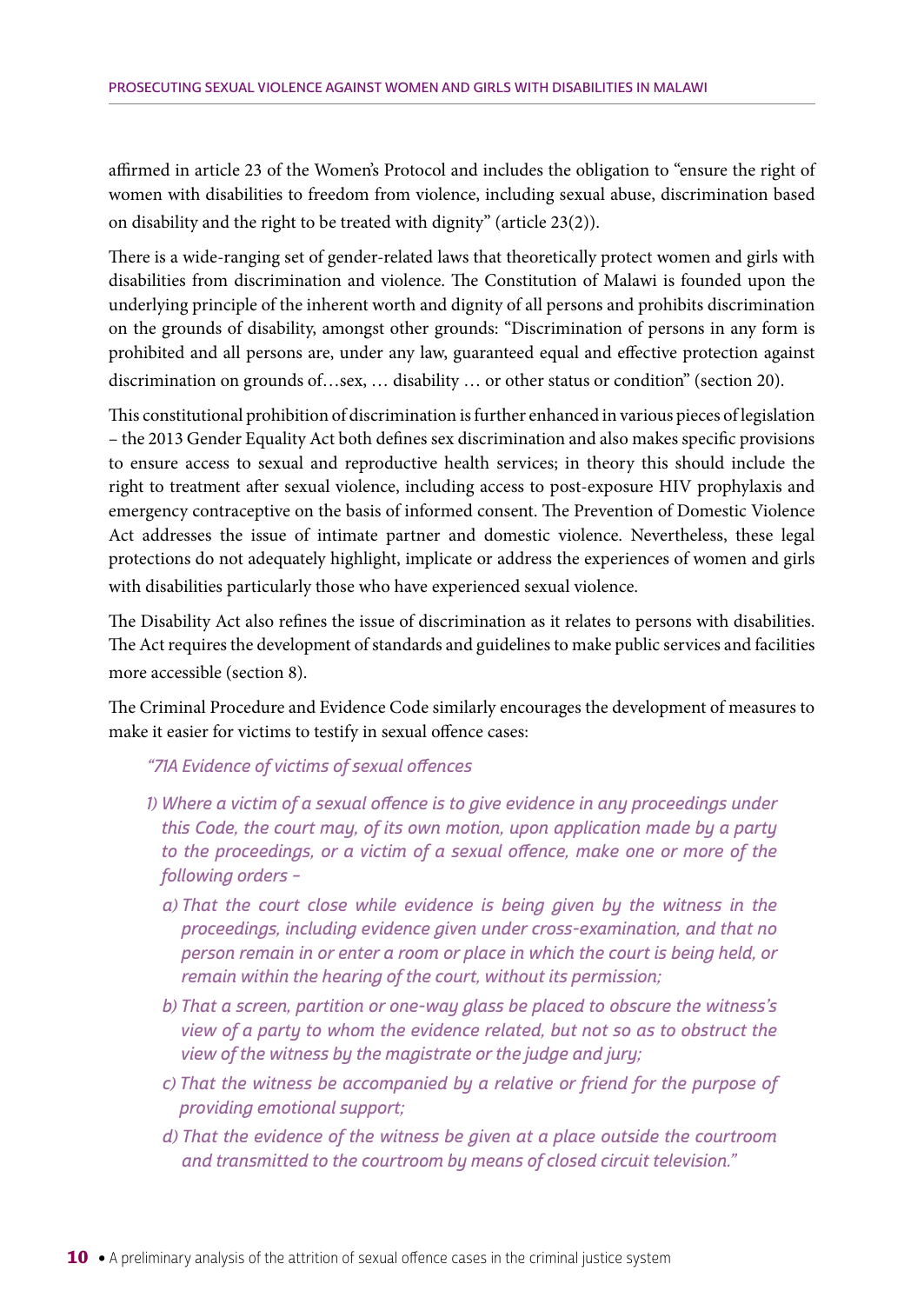affirmed in article 23 of the Women's Protocol and includes the obligation to "ensure the right of women with disabilities to freedom from violence, including sexual abuse, discrimination based on disability and the right to be treated with dignity" (article 23(2)).

There is a wide-ranging set of gender-related laws that theoretically protect women and girls with disabilities from discrimination and violence. The Constitution of Malawi is founded upon the underlying principle of the inherent worth and dignity of all persons and prohibits discrimination on the grounds of disability, amongst other grounds: "Discrimination of persons in any form is prohibited and all persons are, under any law, guaranteed equal and effective protection against discrimination on grounds of…sex, … disability … or other status or condition" (section 20).

This constitutional prohibition of discrimination is further enhanced in various pieces of legislation – the 2013 Gender Equality Act both defines sex discrimination and also makes specific provisions to ensure access to sexual and reproductive health services; in theory this should include the right to treatment after sexual violence, including access to post-exposure HIV prophylaxis and emergency contraceptive on the basis of informed consent. The Prevention of Domestic Violence Act addresses the issue of intimate partner and domestic violence. Nevertheless, these legal protections do not adequately highlight, implicate or address the experiences of women and girls with disabilities particularly those who have experienced sexual violence.

The Disability Act also refines the issue of discrimination as it relates to persons with disabilities. The Act requires the development of standards and guidelines to make public services and facilities more accessible (section 8).

The Criminal Procedure and Evidence Code similarly encourages the development of measures to make it easier for victims to testify in sexual offence cases:

*"71A Evidence of victims of sexual offences*

*1) Where a victim of a sexual offence is to give evidence in any proceedings under this Code, the court may, of its own motion, upon application made by a party to the proceedings, or a victim of a sexual offence, make one or more of the following orders –*

*a) That the court close while evidence is being given by the witness in the proceedings, including evidence given under cross-examination, and that no person remain in or enter a room or place in which the court is being held, or remain within the hearing of the court, without its permission;*

*b) That a screen, partition or one-way glass be placed to obscure the witness's view of a party to whom the evidence related, but not so as to obstruct the view of the witness by the magistrate or the judge and jury;*

*c) That the witness be accompanied by a relative or friend for the purpose of providing emotional support;*

*d) That the evidence of the witness be given at a place outside the courtroom and transmitted to the courtroom by means of closed circuit television."*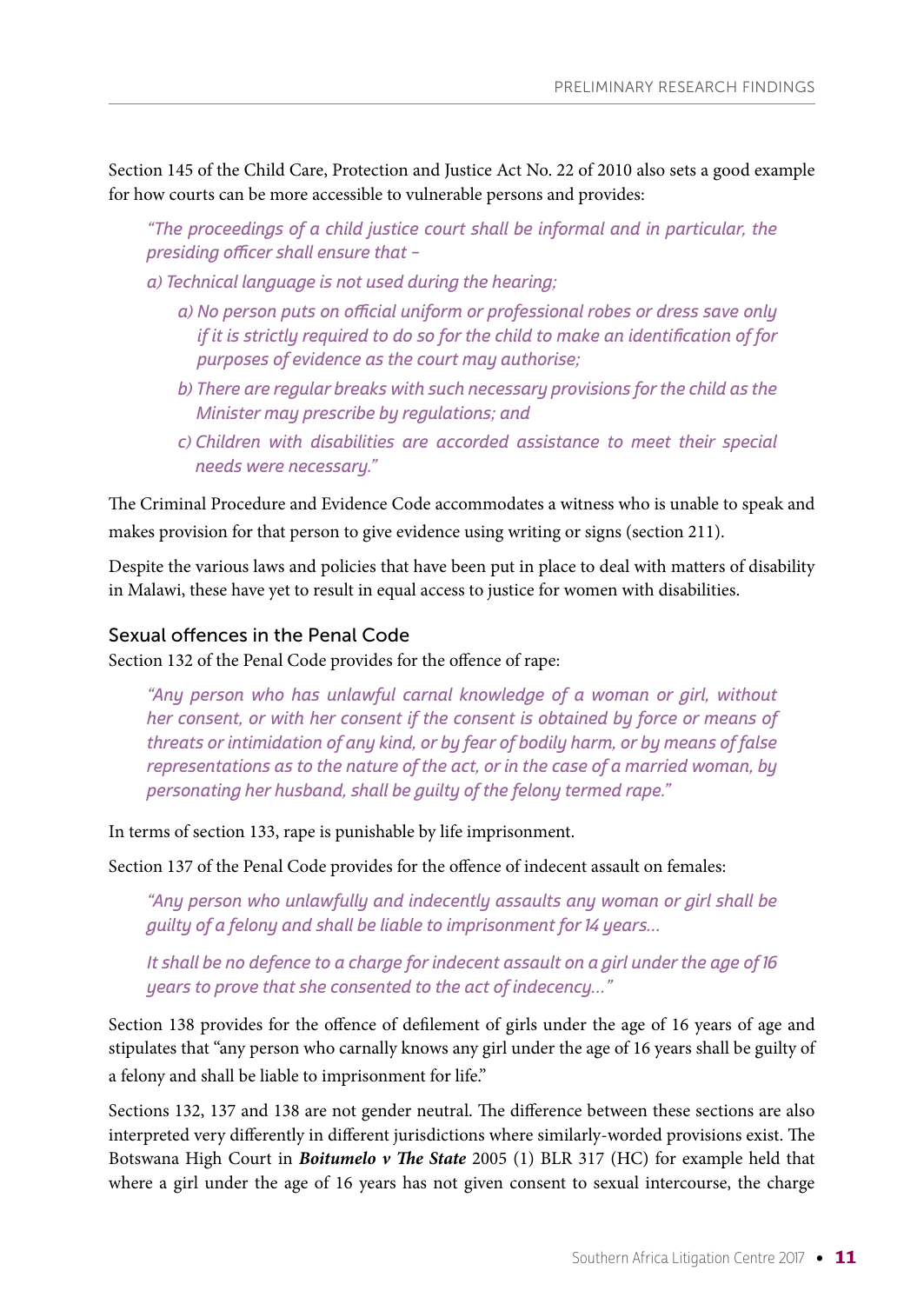Section 145 of the Child Care, Protection and Justice Act No. 22 of 2010 also sets a good example for how courts can be more accessible to vulnerable persons and provides:

> *"The proceedings of a child justice court shall be informal and in particular, the presiding officer shall ensure that –*
>
> *a) Technical language is not used during the hearing;*
>
> > *a) No person puts on official uniform or professional robes or dress save only if it is strictly required to do so for the child to make an identification of for purposes of evidence as the court may authorise;*
> >
> > *b) There are regular breaks with such necessary provisions for the child as the Minister may prescribe by regulations; and*
> >
> > *c) Children with disabilities are accorded assistance to meet their special needs were necessary."*

The Criminal Procedure and Evidence Code accommodates a witness who is unable to speak and makes provision for that person to give evidence using writing or signs (section 211).

Despite the various laws and policies that have been put in place to deal with matters of disability in Malawi, these have yet to result in equal access to justice for women with disabilities.

### Sexual offences in the Penal Code

Section 132 of the Penal Code provides for the offence of rape:

> *"Any person who has unlawful carnal knowledge of a woman or girl, without her consent, or with her consent if the consent is obtained by force or means of threats or intimidation of any kind, or by fear of bodily harm, or by means of false representations as to the nature of the act, or in the case of a married woman, by personating her husband, shall be guilty of the felony termed rape."*

In terms of section 133, rape is punishable by life imprisonment.

Section 137 of the Penal Code provides for the offence of indecent assault on females:

> *"Any person who unlawfully and indecently assaults any woman or girl shall be guilty of a felony and shall be liable to imprisonment for 14 years…*
>
> *It shall be no defence to a charge for indecent assault on a girl under the age of 16 years to prove that she consented to the act of indecency…"*

Section 138 provides for the offence of defilement of girls under the age of 16 years of age and stipulates that "any person who carnally knows any girl under the age of 16 years shall be guilty of a felony and shall be liable to imprisonment for life."

Sections 132, 137 and 138 are not gender neutral. The difference between these sections are also interpreted very differently in different jurisdictions where similarly-worded provisions exist. The Botswana High Court in ***Boitumelo v The State*** 2005 (1) BLR 317 (HC) for example held that where a girl under the age of 16 years has not given consent to sexual intercourse, the charge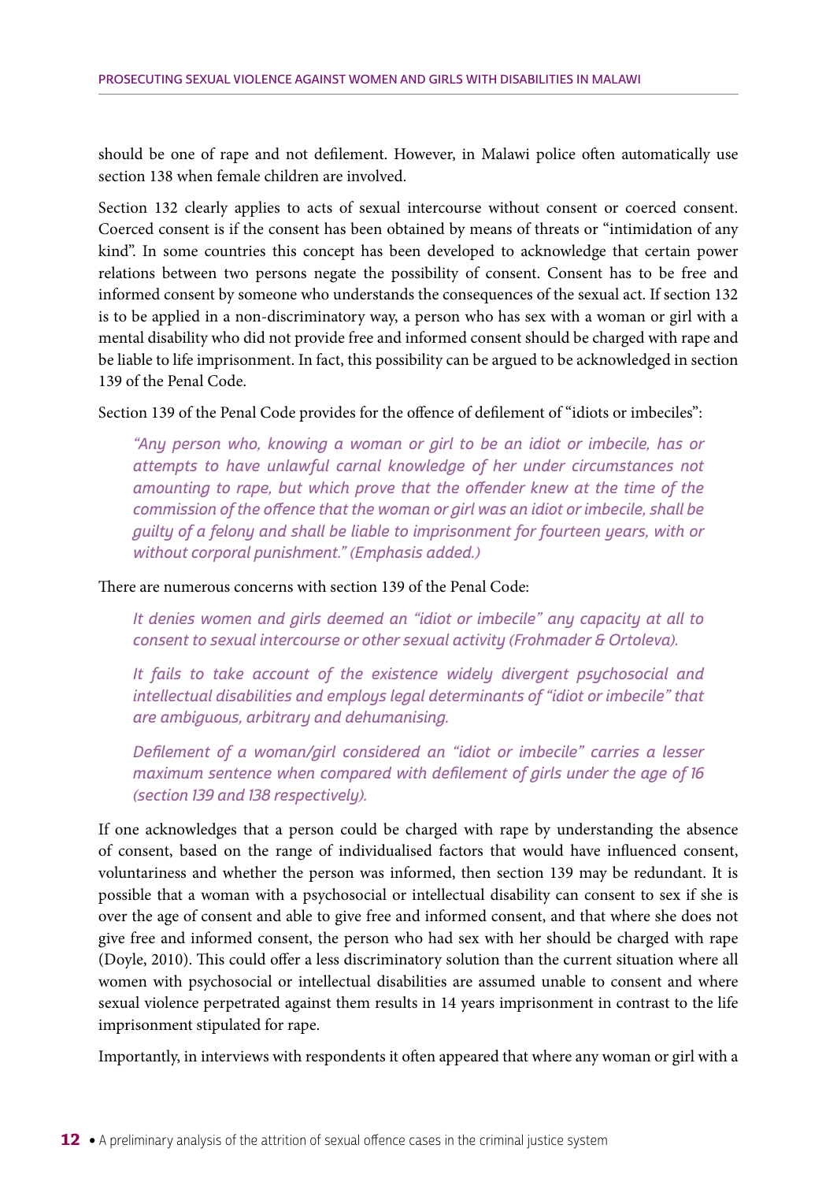should be one of rape and not defilement. However, in Malawi police often automatically use section 138 when female children are involved.

Section 132 clearly applies to acts of sexual intercourse without consent or coerced consent. Coerced consent is if the consent has been obtained by means of threats or "intimidation of any kind". In some countries this concept has been developed to acknowledge that certain power relations between two persons negate the possibility of consent. Consent has to be free and informed consent by someone who understands the consequences of the sexual act. If section 132 is to be applied in a non-discriminatory way, a person who has sex with a woman or girl with a mental disability who did not provide free and informed consent should be charged with rape and be liable to life imprisonment. In fact, this possibility can be argued to be acknowledged in section 139 of the Penal Code.

Section 139 of the Penal Code provides for the offence of defilement of "idiots or imbeciles":

> *"Any person who, knowing a woman or girl to be an idiot or imbecile, has or attempts to have unlawful carnal knowledge of her under circumstances not amounting to rape, but which prove that the offender knew at the time of the commission of the offence that the woman or girl was an idiot or imbecile, shall be guilty of a felony and shall be liable to imprisonment for fourteen years, with or without corporal punishment." (Emphasis added.)*

There are numerous concerns with section 139 of the Penal Code:

> *It denies women and girls deemed an "idiot or imbecile" any capacity at all to consent to sexual intercourse or other sexual activity (Frohmader & Ortoleva).*
>
> *It fails to take account of the existence widely divergent psychosocial and intellectual disabilities and employs legal determinants of "idiot or imbecile" that are ambiguous, arbitrary and dehumanising.*
>
> *Defilement of a woman/girl considered an "idiot or imbecile" carries a lesser maximum sentence when compared with defilement of girls under the age of 16 (section 139 and 138 respectively).*

If one acknowledges that a person could be charged with rape by understanding the absence of consent, based on the range of individualised factors that would have influenced consent, voluntariness and whether the person was informed, then section 139 may be redundant. It is possible that a woman with a psychosocial or intellectual disability can consent to sex if she is over the age of consent and able to give free and informed consent, and that where she does not give free and informed consent, the person who had sex with her should be charged with rape (Doyle, 2010). This could offer a less discriminatory solution than the current situation where all women with psychosocial or intellectual disabilities are assumed unable to consent and where sexual violence perpetrated against them results in 14 years imprisonment in contrast to the life imprisonment stipulated for rape.

Importantly, in interviews with respondents it often appeared that where any woman or girl with a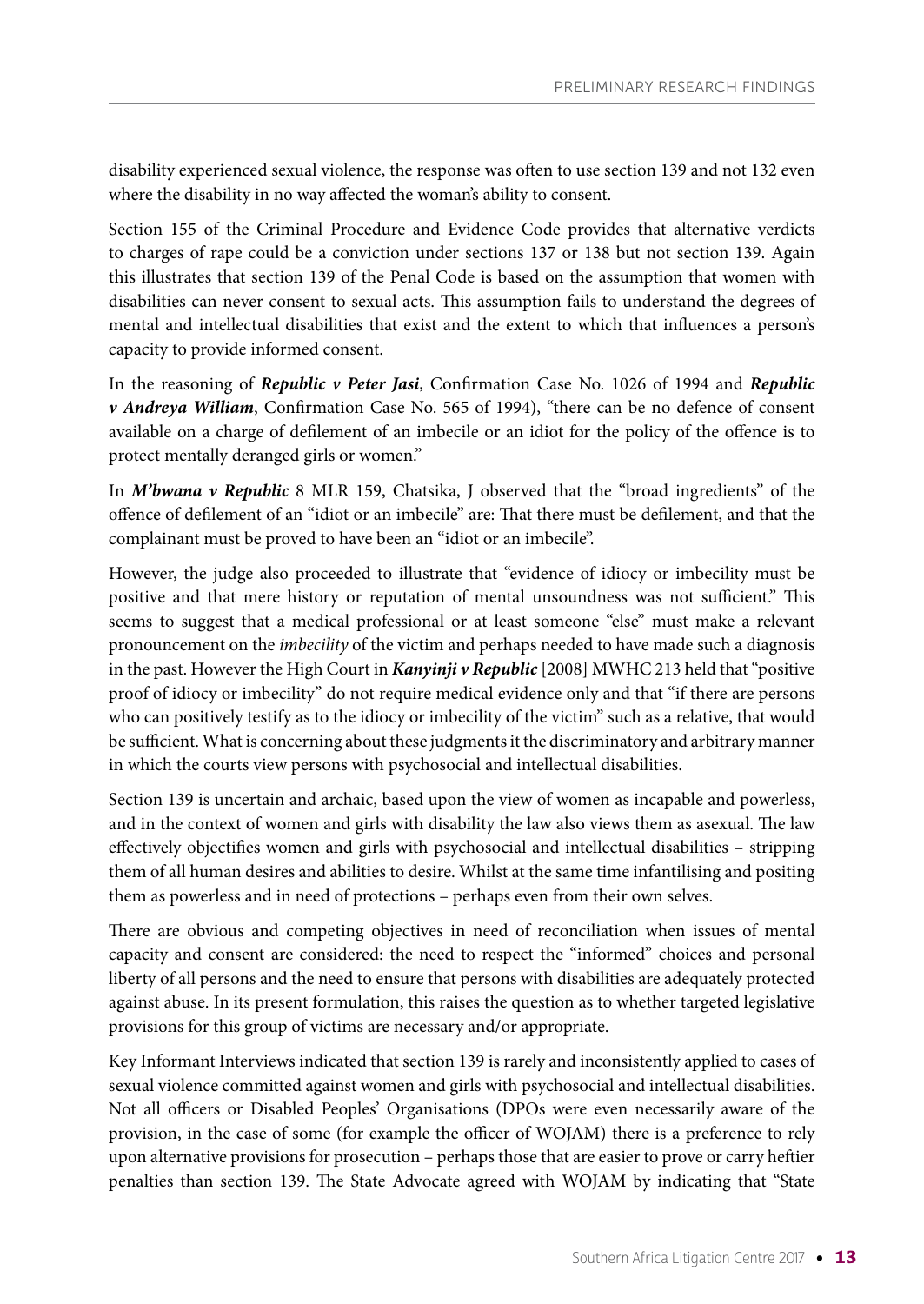disability experienced sexual violence, the response was often to use section 139 and not 132 even where the disability in no way affected the woman's ability to consent.

Section 155 of the Criminal Procedure and Evidence Code provides that alternative verdicts to charges of rape could be a conviction under sections 137 or 138 but not section 139. Again this illustrates that section 139 of the Penal Code is based on the assumption that women with disabilities can never consent to sexual acts. This assumption fails to understand the degrees of mental and intellectual disabilities that exist and the extent to which that influences a person's capacity to provide informed consent.

In the reasoning of ***Republic v Peter Jasi***, Confirmation Case No. 1026 of 1994 and ***Republic v Andreya William***, Confirmation Case No. 565 of 1994), "there can be no defence of consent available on a charge of defilement of an imbecile or an idiot for the policy of the offence is to protect mentally deranged girls or women."

In ***M'bwana v Republic*** 8 MLR 159, Chatsika, J observed that the "broad ingredients" of the offence of defilement of an "idiot or an imbecile" are: That there must be defilement, and that the complainant must be proved to have been an "idiot or an imbecile".

However, the judge also proceeded to illustrate that "evidence of idiocy or imbecility must be positive and that mere history or reputation of mental unsoundness was not sufficient." This seems to suggest that a medical professional or at least someone "else" must make a relevant pronouncement on the *imbecility* of the victim and perhaps needed to have made such a diagnosis in the past. However the High Court in ***Kanyinji v Republic*** [2008] MWHC 213 held that "positive proof of idiocy or imbecility" do not require medical evidence only and that "if there are persons who can positively testify as to the idiocy or imbecility of the victim" such as a relative, that would be sufficient. What is concerning about these judgments it the discriminatory and arbitrary manner in which the courts view persons with psychosocial and intellectual disabilities.

Section 139 is uncertain and archaic, based upon the view of women as incapable and powerless, and in the context of women and girls with disability the law also views them as asexual. The law effectively objectifies women and girls with psychosocial and intellectual disabilities – stripping them of all human desires and abilities to desire. Whilst at the same time infantilising and positing them as powerless and in need of protections – perhaps even from their own selves.

There are obvious and competing objectives in need of reconciliation when issues of mental capacity and consent are considered: the need to respect the "informed" choices and personal liberty of all persons and the need to ensure that persons with disabilities are adequately protected against abuse. In its present formulation, this raises the question as to whether targeted legislative provisions for this group of victims are necessary and/or appropriate.

Key Informant Interviews indicated that section 139 is rarely and inconsistently applied to cases of sexual violence committed against women and girls with psychosocial and intellectual disabilities. Not all officers or Disabled Peoples' Organisations (DPOs were even necessarily aware of the provision, in the case of some (for example the officer of WOJAM) there is a preference to rely upon alternative provisions for prosecution – perhaps those that are easier to prove or carry heftier penalties than section 139. The State Advocate agreed with WOJAM by indicating that "State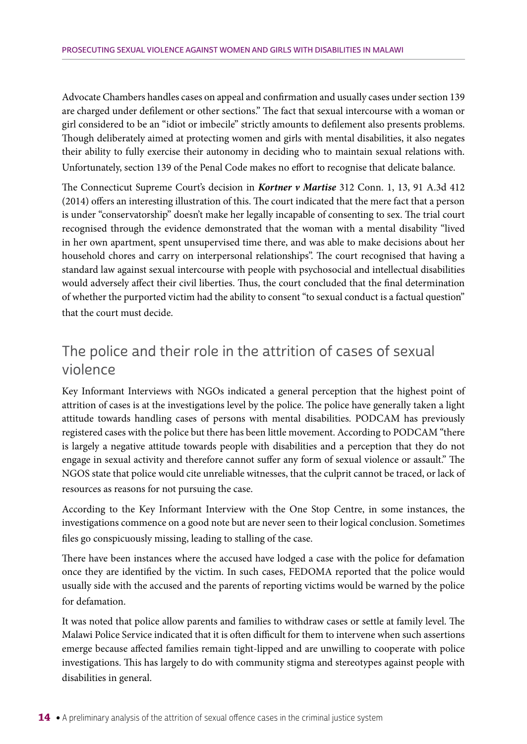Advocate Chambers handles cases on appeal and confirmation and usually cases under section 139 are charged under defilement or other sections." The fact that sexual intercourse with a woman or girl considered to be an "idiot or imbecile" strictly amounts to defilement also presents problems. Though deliberately aimed at protecting women and girls with mental disabilities, it also negates their ability to fully exercise their autonomy in deciding who to maintain sexual relations with. Unfortunately, section 139 of the Penal Code makes no effort to recognise that delicate balance.

The Connecticut Supreme Court's decision in ***Kortner v Martise*** 312 Conn. 1, 13, 91 A.3d 412 (2014) offers an interesting illustration of this. The court indicated that the mere fact that a person is under "conservatorship" doesn't make her legally incapable of consenting to sex. The trial court recognised through the evidence demonstrated that the woman with a mental disability "lived in her own apartment, spent unsupervised time there, and was able to make decisions about her household chores and carry on interpersonal relationships". The court recognised that having a standard law against sexual intercourse with people with psychosocial and intellectual disabilities would adversely affect their civil liberties. Thus, the court concluded that the final determination of whether the purported victim had the ability to consent "to sexual conduct is a factual question" that the court must decide.

## The police and their role in the attrition of cases of sexual violence

Key Informant Interviews with NGOs indicated a general perception that the highest point of attrition of cases is at the investigations level by the police. The police have generally taken a light attitude towards handling cases of persons with mental disabilities. PODCAM has previously registered cases with the police but there has been little movement. According to PODCAM "there is largely a negative attitude towards people with disabilities and a perception that they do not engage in sexual activity and therefore cannot suffer any form of sexual violence or assault." The NGOS state that police would cite unreliable witnesses, that the culprit cannot be traced, or lack of resources as reasons for not pursuing the case.

According to the Key Informant Interview with the One Stop Centre, in some instances, the investigations commence on a good note but are never seen to their logical conclusion. Sometimes files go conspicuously missing, leading to stalling of the case.

There have been instances where the accused have lodged a case with the police for defamation once they are identified by the victim. In such cases, FEDOMA reported that the police would usually side with the accused and the parents of reporting victims would be warned by the police for defamation.

It was noted that police allow parents and families to withdraw cases or settle at family level. The Malawi Police Service indicated that it is often difficult for them to intervene when such assertions emerge because affected families remain tight-lipped and are unwilling to cooperate with police investigations. This has largely to do with community stigma and stereotypes against people with disabilities in general.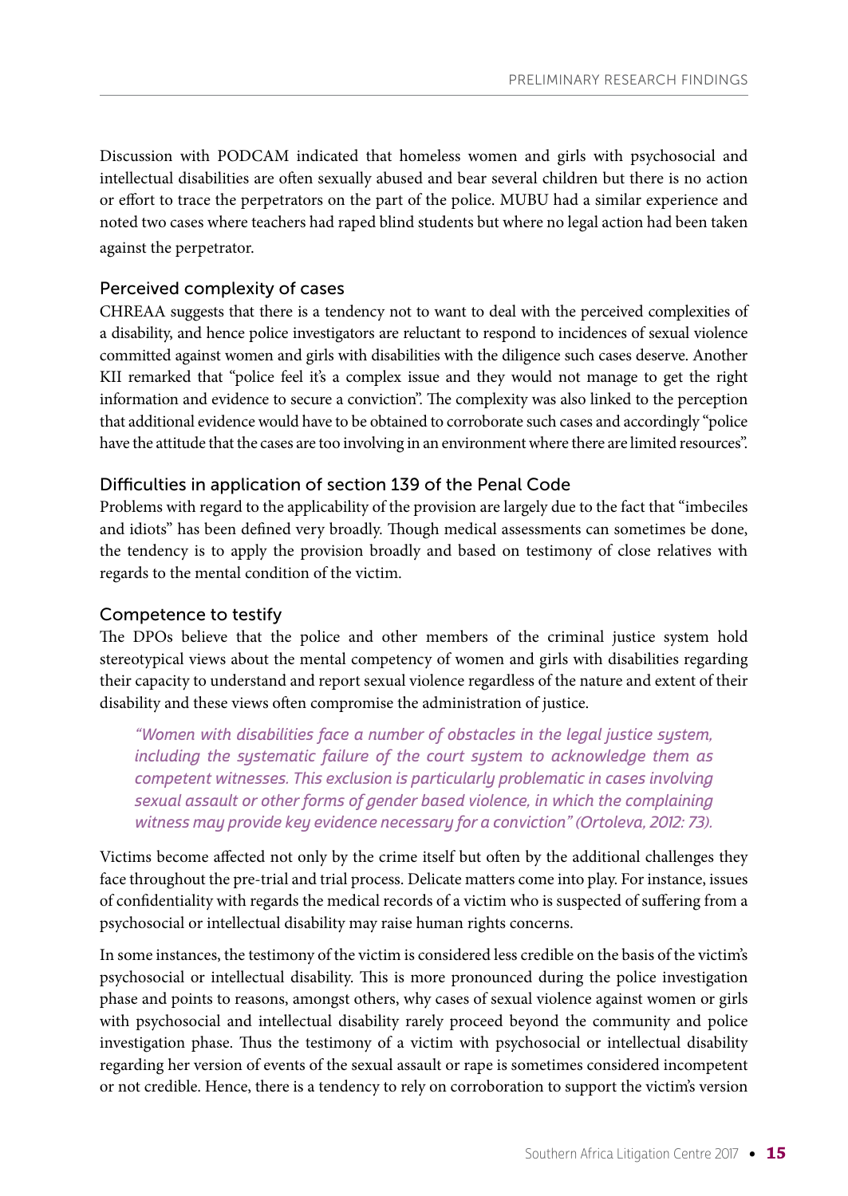Discussion with PODCAM indicated that homeless women and girls with psychosocial and intellectual disabilities are often sexually abused and bear several children but there is no action or effort to trace the perpetrators on the part of the police. MUBU had a similar experience and noted two cases where teachers had raped blind students but where no legal action had been taken against the perpetrator.

### Perceived complexity of cases

CHREAA suggests that there is a tendency not to want to deal with the perceived complexities of a disability, and hence police investigators are reluctant to respond to incidences of sexual violence committed against women and girls with disabilities with the diligence such cases deserve. Another KII remarked that "police feel it's a complex issue and they would not manage to get the right information and evidence to secure a conviction". The complexity was also linked to the perception that additional evidence would have to be obtained to corroborate such cases and accordingly "police have the attitude that the cases are too involving in an environment where there are limited resources".

### Difficulties in application of section 139 of the Penal Code

Problems with regard to the applicability of the provision are largely due to the fact that "imbeciles and idiots" has been defined very broadly. Though medical assessments can sometimes be done, the tendency is to apply the provision broadly and based on testimony of close relatives with regards to the mental condition of the victim.

### Competence to testify

The DPOs believe that the police and other members of the criminal justice system hold stereotypical views about the mental competency of women and girls with disabilities regarding their capacity to understand and report sexual violence regardless of the nature and extent of their disability and these views often compromise the administration of justice.

> *"Women with disabilities face a number of obstacles in the legal justice system, including the systematic failure of the court system to acknowledge them as competent witnesses. This exclusion is particularly problematic in cases involving sexual assault or other forms of gender based violence, in which the complaining witness may provide key evidence necessary for a conviction" (Ortoleva, 2012: 73).*

Victims become affected not only by the crime itself but often by the additional challenges they face throughout the pre-trial and trial process. Delicate matters come into play. For instance, issues of confidentiality with regards the medical records of a victim who is suspected of suffering from a psychosocial or intellectual disability may raise human rights concerns.

In some instances, the testimony of the victim is considered less credible on the basis of the victim's psychosocial or intellectual disability. This is more pronounced during the police investigation phase and points to reasons, amongst others, why cases of sexual violence against women or girls with psychosocial and intellectual disability rarely proceed beyond the community and police investigation phase. Thus the testimony of a victim with psychosocial or intellectual disability regarding her version of events of the sexual assault or rape is sometimes considered incompetent or not credible. Hence, there is a tendency to rely on corroboration to support the victim's version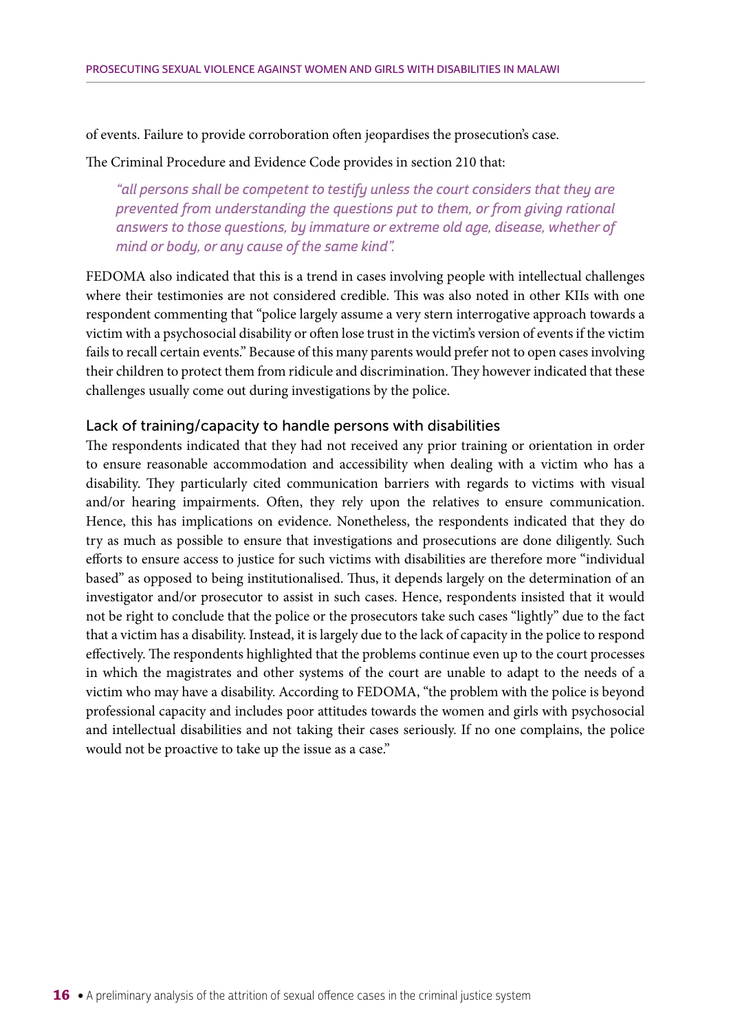of events. Failure to provide corroboration often jeopardises the prosecution's case.

The Criminal Procedure and Evidence Code provides in section 210 that:

> *"all persons shall be competent to testify unless the court considers that they are prevented from understanding the questions put to them, or from giving rational answers to those questions, by immature or extreme old age, disease, whether of mind or body, or any cause of the same kind".*

FEDOMA also indicated that this is a trend in cases involving people with intellectual challenges where their testimonies are not considered credible. This was also noted in other KIIs with one respondent commenting that "police largely assume a very stern interrogative approach towards a victim with a psychosocial disability or often lose trust in the victim's version of events if the victim fails to recall certain events." Because of this many parents would prefer not to open cases involving their children to protect them from ridicule and discrimination. They however indicated that these challenges usually come out during investigations by the police.

### Lack of training/capacity to handle persons with disabilities

The respondents indicated that they had not received any prior training or orientation in order to ensure reasonable accommodation and accessibility when dealing with a victim who has a disability. They particularly cited communication barriers with regards to victims with visual and/or hearing impairments. Often, they rely upon the relatives to ensure communication. Hence, this has implications on evidence. Nonetheless, the respondents indicated that they do try as much as possible to ensure that investigations and prosecutions are done diligently. Such efforts to ensure access to justice for such victims with disabilities are therefore more "individual based" as opposed to being institutionalised. Thus, it depends largely on the determination of an investigator and/or prosecutor to assist in such cases. Hence, respondents insisted that it would not be right to conclude that the police or the prosecutors take such cases "lightly" due to the fact that a victim has a disability. Instead, it is largely due to the lack of capacity in the police to respond effectively. The respondents highlighted that the problems continue even up to the court processes in which the magistrates and other systems of the court are unable to adapt to the needs of a victim who may have a disability. According to FEDOMA, "the problem with the police is beyond professional capacity and includes poor attitudes towards the women and girls with psychosocial and intellectual disabilities and not taking their cases seriously. If no one complains, the police would not be proactive to take up the issue as a case."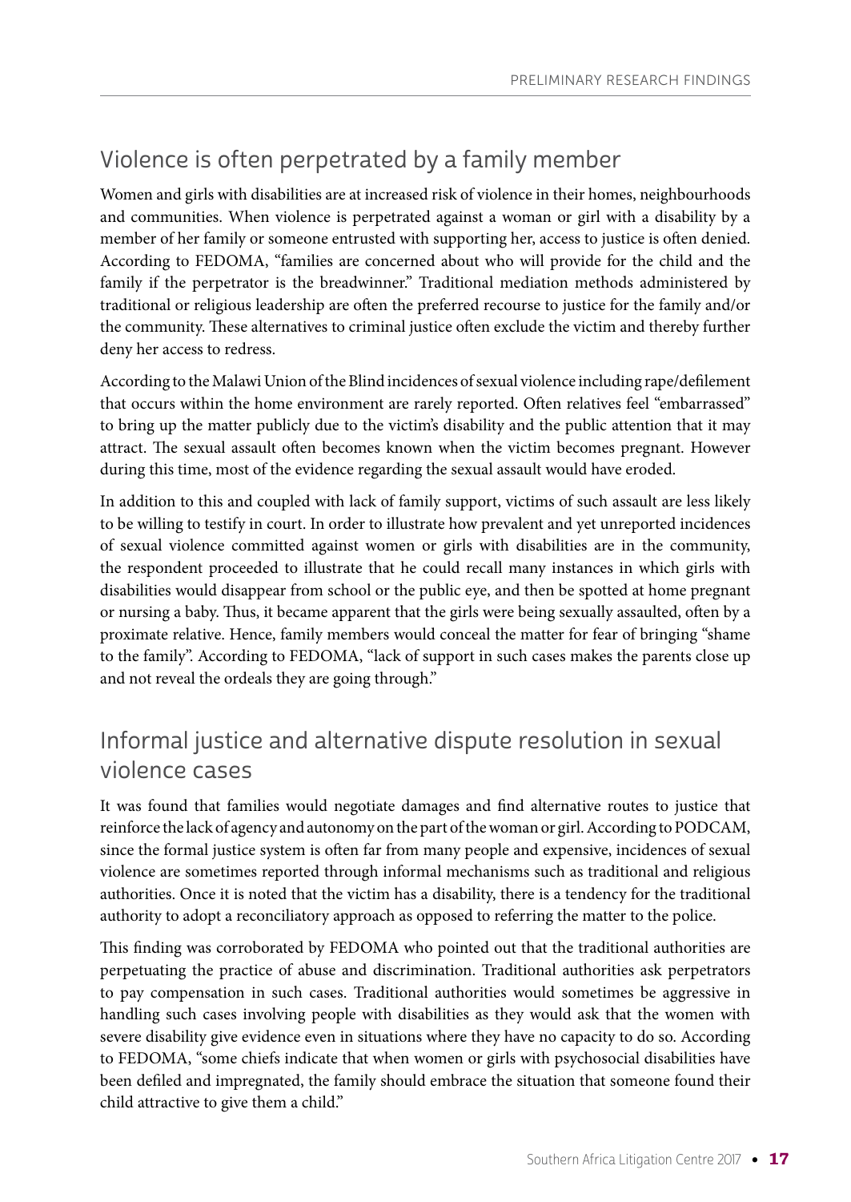## Violence is often perpetrated by a family member

Women and girls with disabilities are at increased risk of violence in their homes, neighbourhoods and communities. When violence is perpetrated against a woman or girl with a disability by a member of her family or someone entrusted with supporting her, access to justice is often denied. According to FEDOMA, "families are concerned about who will provide for the child and the family if the perpetrator is the breadwinner." Traditional mediation methods administered by traditional or religious leadership are often the preferred recourse to justice for the family and/or the community. These alternatives to criminal justice often exclude the victim and thereby further deny her access to redress.

According to the Malawi Union of the Blind incidences of sexual violence including rape/defilement that occurs within the home environment are rarely reported. Often relatives feel "embarrassed" to bring up the matter publicly due to the victim's disability and the public attention that it may attract. The sexual assault often becomes known when the victim becomes pregnant. However during this time, most of the evidence regarding the sexual assault would have eroded.

In addition to this and coupled with lack of family support, victims of such assault are less likely to be willing to testify in court. In order to illustrate how prevalent and yet unreported incidences of sexual violence committed against women or girls with disabilities are in the community, the respondent proceeded to illustrate that he could recall many instances in which girls with disabilities would disappear from school or the public eye, and then be spotted at home pregnant or nursing a baby. Thus, it became apparent that the girls were being sexually assaulted, often by a proximate relative. Hence, family members would conceal the matter for fear of bringing "shame to the family". According to FEDOMA, "lack of support in such cases makes the parents close up and not reveal the ordeals they are going through."

## Informal justice and alternative dispute resolution in sexual violence cases

It was found that families would negotiate damages and find alternative routes to justice that reinforce the lack of agency and autonomy on the part of the woman or girl. According to PODCAM, since the formal justice system is often far from many people and expensive, incidences of sexual violence are sometimes reported through informal mechanisms such as traditional and religious authorities. Once it is noted that the victim has a disability, there is a tendency for the traditional authority to adopt a reconciliatory approach as opposed to referring the matter to the police.

This finding was corroborated by FEDOMA who pointed out that the traditional authorities are perpetuating the practice of abuse and discrimination. Traditional authorities ask perpetrators to pay compensation in such cases. Traditional authorities would sometimes be aggressive in handling such cases involving people with disabilities as they would ask that the women with severe disability give evidence even in situations where they have no capacity to do so. According to FEDOMA, "some chiefs indicate that when women or girls with psychosocial disabilities have been defiled and impregnated, the family should embrace the situation that someone found their child attractive to give them a child."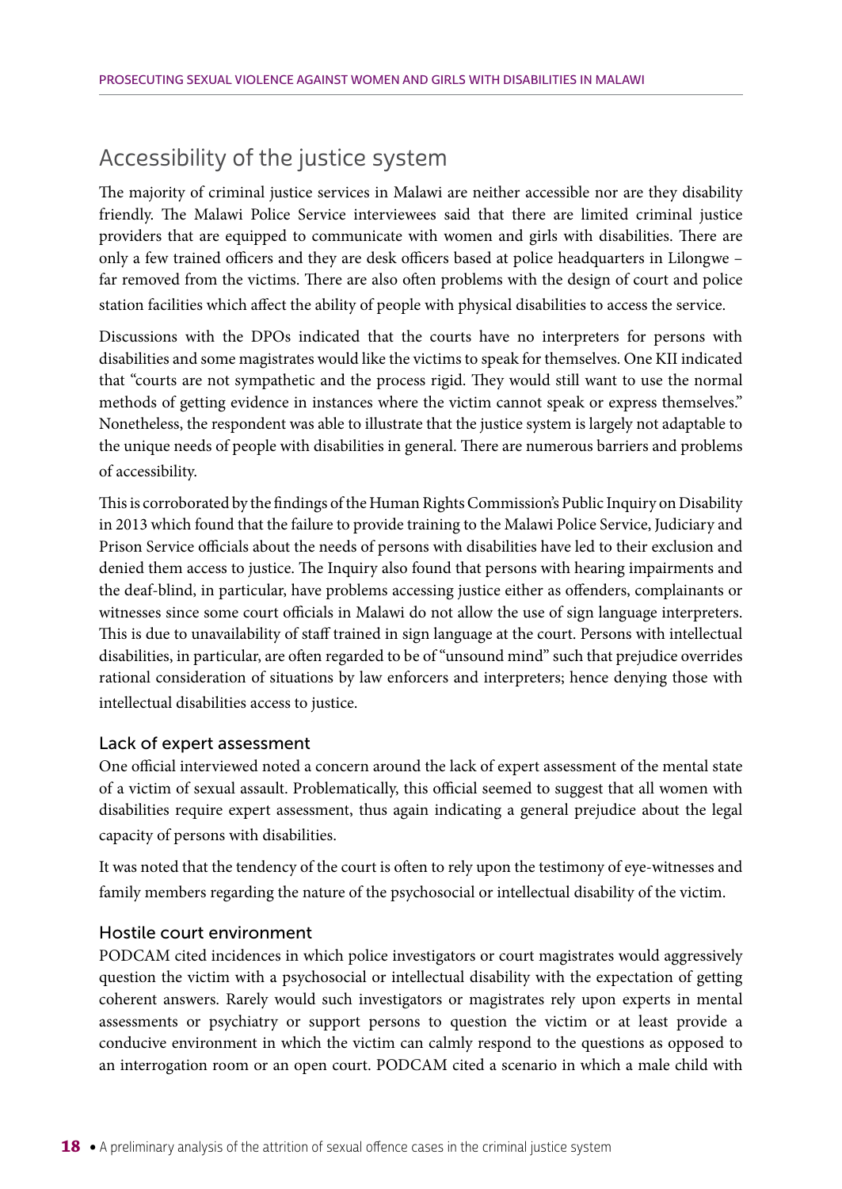## Accessibility of the justice system

The majority of criminal justice services in Malawi are neither accessible nor are they disability friendly. The Malawi Police Service interviewees said that there are limited criminal justice providers that are equipped to communicate with women and girls with disabilities. There are only a few trained officers and they are desk officers based at police headquarters in Lilongwe – far removed from the victims. There are also often problems with the design of court and police station facilities which affect the ability of people with physical disabilities to access the service.

Discussions with the DPOs indicated that the courts have no interpreters for persons with disabilities and some magistrates would like the victims to speak for themselves. One KII indicated that "courts are not sympathetic and the process rigid. They would still want to use the normal methods of getting evidence in instances where the victim cannot speak or express themselves." Nonetheless, the respondent was able to illustrate that the justice system is largely not adaptable to the unique needs of people with disabilities in general. There are numerous barriers and problems of accessibility.

This is corroborated by the findings of the Human Rights Commission's Public Inquiry on Disability in 2013 which found that the failure to provide training to the Malawi Police Service, Judiciary and Prison Service officials about the needs of persons with disabilities have led to their exclusion and denied them access to justice. The Inquiry also found that persons with hearing impairments and the deaf-blind, in particular, have problems accessing justice either as offenders, complainants or witnesses since some court officials in Malawi do not allow the use of sign language interpreters. This is due to unavailability of staff trained in sign language at the court. Persons with intellectual disabilities, in particular, are often regarded to be of "unsound mind" such that prejudice overrides rational consideration of situations by law enforcers and interpreters; hence denying those with intellectual disabilities access to justice.

### Lack of expert assessment

One official interviewed noted a concern around the lack of expert assessment of the mental state of a victim of sexual assault. Problematically, this official seemed to suggest that all women with disabilities require expert assessment, thus again indicating a general prejudice about the legal capacity of persons with disabilities.

It was noted that the tendency of the court is often to rely upon the testimony of eye-witnesses and family members regarding the nature of the psychosocial or intellectual disability of the victim.

### Hostile court environment

PODCAM cited incidences in which police investigators or court magistrates would aggressively question the victim with a psychosocial or intellectual disability with the expectation of getting coherent answers. Rarely would such investigators or magistrates rely upon experts in mental assessments or psychiatry or support persons to question the victim or at least provide a conducive environment in which the victim can calmly respond to the questions as opposed to an interrogation room or an open court. PODCAM cited a scenario in which a male child with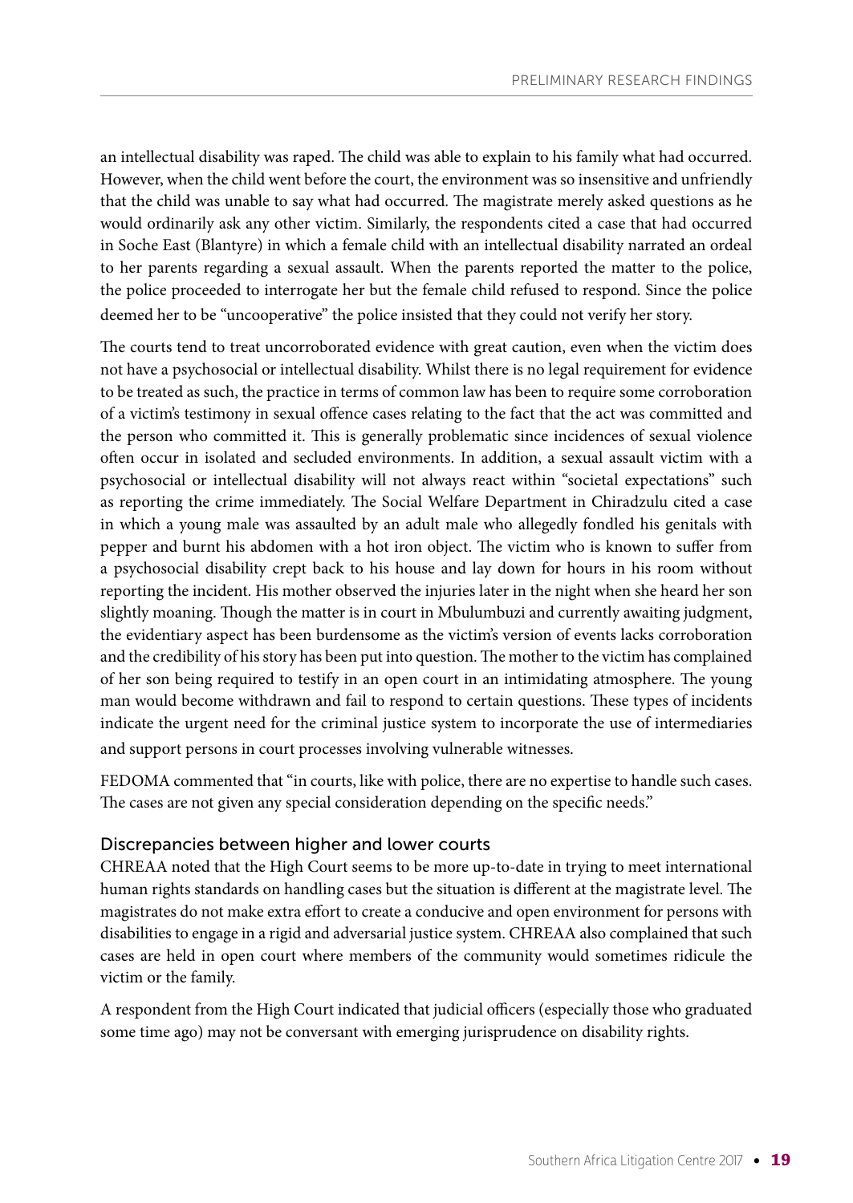an intellectual disability was raped. The child was able to explain to his family what had occurred. However, when the child went before the court, the environment was so insensitive and unfriendly that the child was unable to say what had occurred. The magistrate merely asked questions as he would ordinarily ask any other victim. Similarly, the respondents cited a case that had occurred in Soche East (Blantyre) in which a female child with an intellectual disability narrated an ordeal to her parents regarding a sexual assault. When the parents reported the matter to the police, the police proceeded to interrogate her but the female child refused to respond. Since the police deemed her to be "uncooperative" the police insisted that they could not verify her story.

The courts tend to treat uncorroborated evidence with great caution, even when the victim does not have a psychosocial or intellectual disability. Whilst there is no legal requirement for evidence to be treated as such, the practice in terms of common law has been to require some corroboration of a victim's testimony in sexual offence cases relating to the fact that the act was committed and the person who committed it. This is generally problematic since incidences of sexual violence often occur in isolated and secluded environments. In addition, a sexual assault victim with a psychosocial or intellectual disability will not always react within "societal expectations" such as reporting the crime immediately. The Social Welfare Department in Chiradzulu cited a case in which a young male was assaulted by an adult male who allegedly fondled his genitals with pepper and burnt his abdomen with a hot iron object. The victim who is known to suffer from a psychosocial disability crept back to his house and lay down for hours in his room without reporting the incident. His mother observed the injuries later in the night when she heard her son slightly moaning. Though the matter is in court in Mbulumbuzi and currently awaiting judgment, the evidentiary aspect has been burdensome as the victim's version of events lacks corroboration and the credibility of his story has been put into question. The mother to the victim has complained of her son being required to testify in an open court in an intimidating atmosphere. The young man would become withdrawn and fail to respond to certain questions. These types of incidents indicate the urgent need for the criminal justice system to incorporate the use of intermediaries and support persons in court processes involving vulnerable witnesses.

FEDOMA commented that "in courts, like with police, there are no expertise to handle such cases. The cases are not given any special consideration depending on the specific needs."

### Discrepancies between higher and lower courts

CHREAA noted that the High Court seems to be more up-to-date in trying to meet international human rights standards on handling cases but the situation is different at the magistrate level. The magistrates do not make extra effort to create a conducive and open environment for persons with disabilities to engage in a rigid and adversarial justice system. CHREAA also complained that such cases are held in open court where members of the community would sometimes ridicule the victim or the family.

A respondent from the High Court indicated that judicial officers (especially those who graduated some time ago) may not be conversant with emerging jurisprudence on disability rights.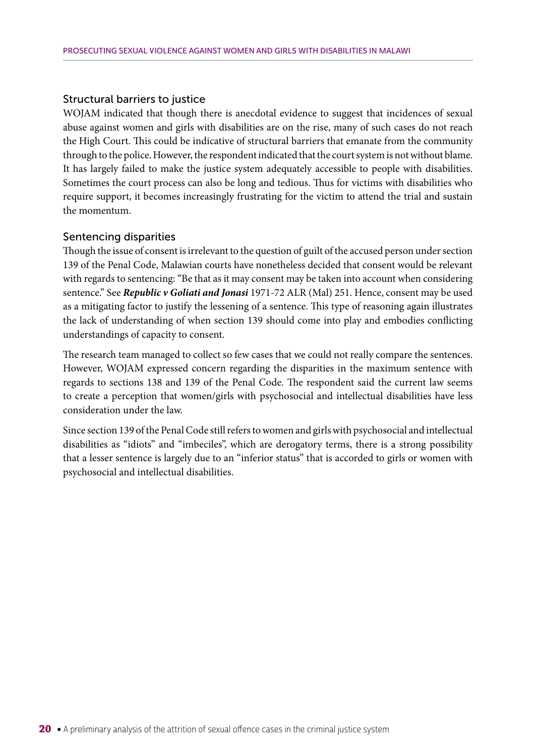### Structural barriers to justice

WOJAM indicated that though there is anecdotal evidence to suggest that incidences of sexual abuse against women and girls with disabilities are on the rise, many of such cases do not reach the High Court. This could be indicative of structural barriers that emanate from the community through to the police. However, the respondent indicated that the court system is not without blame. It has largely failed to make the justice system adequately accessible to people with disabilities. Sometimes the court process can also be long and tedious. Thus for victims with disabilities who require support, it becomes increasingly frustrating for the victim to attend the trial and sustain the momentum.

### Sentencing disparities

Though the issue of consent is irrelevant to the question of guilt of the accused person under section 139 of the Penal Code, Malawian courts have nonetheless decided that consent would be relevant with regards to sentencing: "Be that as it may consent may be taken into account when considering sentence." See ***Republic v Goliati and Jonasi*** 1971-72 ALR (Mal) 251. Hence, consent may be used as a mitigating factor to justify the lessening of a sentence. This type of reasoning again illustrates the lack of understanding of when section 139 should come into play and embodies conflicting understandings of capacity to consent.

The research team managed to collect so few cases that we could not really compare the sentences. However, WOJAM expressed concern regarding the disparities in the maximum sentence with regards to sections 138 and 139 of the Penal Code. The respondent said the current law seems to create a perception that women/girls with psychosocial and intellectual disabilities have less consideration under the law.

Since section 139 of the Penal Code still refers to women and girls with psychosocial and intellectual disabilities as "idiots" and "imbeciles", which are derogatory terms, there is a strong possibility that a lesser sentence is largely due to an "inferior status" that is accorded to girls or women with psychosocial and intellectual disabilities.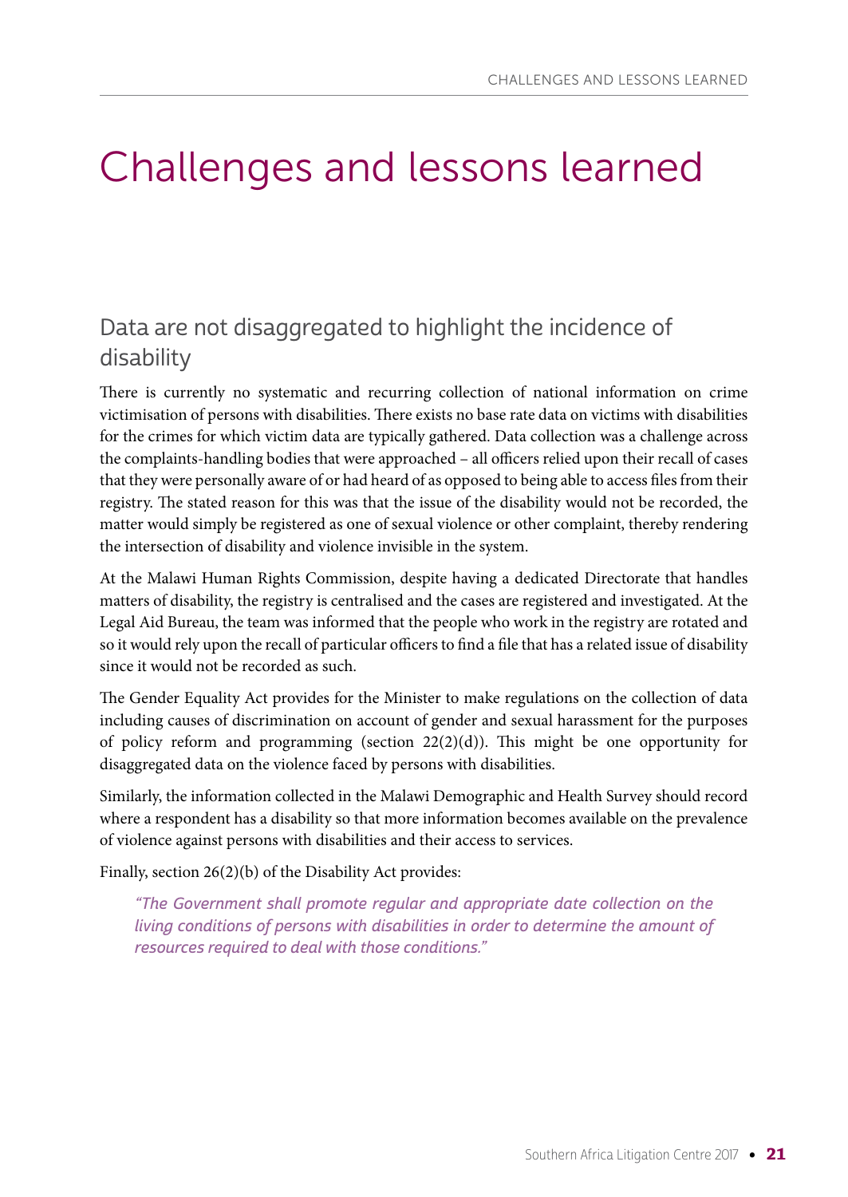# Challenges and lessons learned

## Data are not disaggregated to highlight the incidence of disability

There is currently no systematic and recurring collection of national information on crime victimisation of persons with disabilities. There exists no base rate data on victims with disabilities for the crimes for which victim data are typically gathered. Data collection was a challenge across the complaints-handling bodies that were approached – all officers relied upon their recall of cases that they were personally aware of or had heard of as opposed to being able to access files from their registry. The stated reason for this was that the issue of the disability would not be recorded, the matter would simply be registered as one of sexual violence or other complaint, thereby rendering the intersection of disability and violence invisible in the system.

At the Malawi Human Rights Commission, despite having a dedicated Directorate that handles matters of disability, the registry is centralised and the cases are registered and investigated. At the Legal Aid Bureau, the team was informed that the people who work in the registry are rotated and so it would rely upon the recall of particular officers to find a file that has a related issue of disability since it would not be recorded as such.

The Gender Equality Act provides for the Minister to make regulations on the collection of data including causes of discrimination on account of gender and sexual harassment for the purposes of policy reform and programming (section 22(2)(d)). This might be one opportunity for disaggregated data on the violence faced by persons with disabilities.

Similarly, the information collected in the Malawi Demographic and Health Survey should record where a respondent has a disability so that more information becomes available on the prevalence of violence against persons with disabilities and their access to services.

Finally, section 26(2)(b) of the Disability Act provides:

> *"The Government shall promote regular and appropriate date collection on the living conditions of persons with disabilities in order to determine the amount of resources required to deal with those conditions."*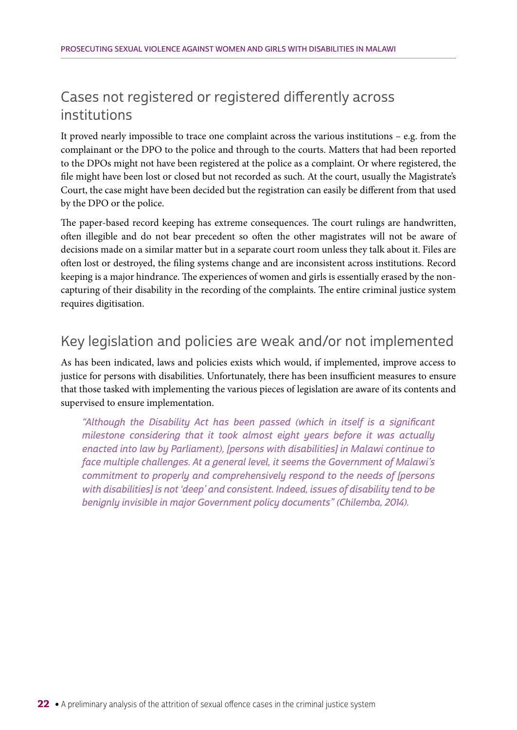## Cases not registered or registered differently across institutions

It proved nearly impossible to trace one complaint across the various institutions – e.g. from the complainant or the DPO to the police and through to the courts. Matters that had been reported to the DPOs might not have been registered at the police as a complaint. Or where registered, the file might have been lost or closed but not recorded as such. At the court, usually the Magistrate's Court, the case might have been decided but the registration can easily be different from that used by the DPO or the police.

The paper-based record keeping has extreme consequences. The court rulings are handwritten, often illegible and do not bear precedent so often the other magistrates will not be aware of decisions made on a similar matter but in a separate court room unless they talk about it. Files are often lost or destroyed, the filing systems change and are inconsistent across institutions. Record keeping is a major hindrance. The experiences of women and girls is essentially erased by the non-capturing of their disability in the recording of the complaints. The entire criminal justice system requires digitisation.

## Key legislation and policies are weak and/or not implemented

As has been indicated, laws and policies exists which would, if implemented, improve access to justice for persons with disabilities. Unfortunately, there has been insufficient measures to ensure that those tasked with implementing the various pieces of legislation are aware of its contents and supervised to ensure implementation.

> *"Although the Disability Act has been passed (which in itself is a significant milestone considering that it took almost eight years before it was actually enacted into law by Parliament), [persons with disabilities] in Malawi continue to face multiple challenges. At a general level, it seems the Government of Malawi's commitment to properly and comprehensively respond to the needs of [persons with disabilities] is not 'deep' and consistent. Indeed, issues of disability tend to be benignly invisible in major Government policy documents" (Chilemba, 2014).*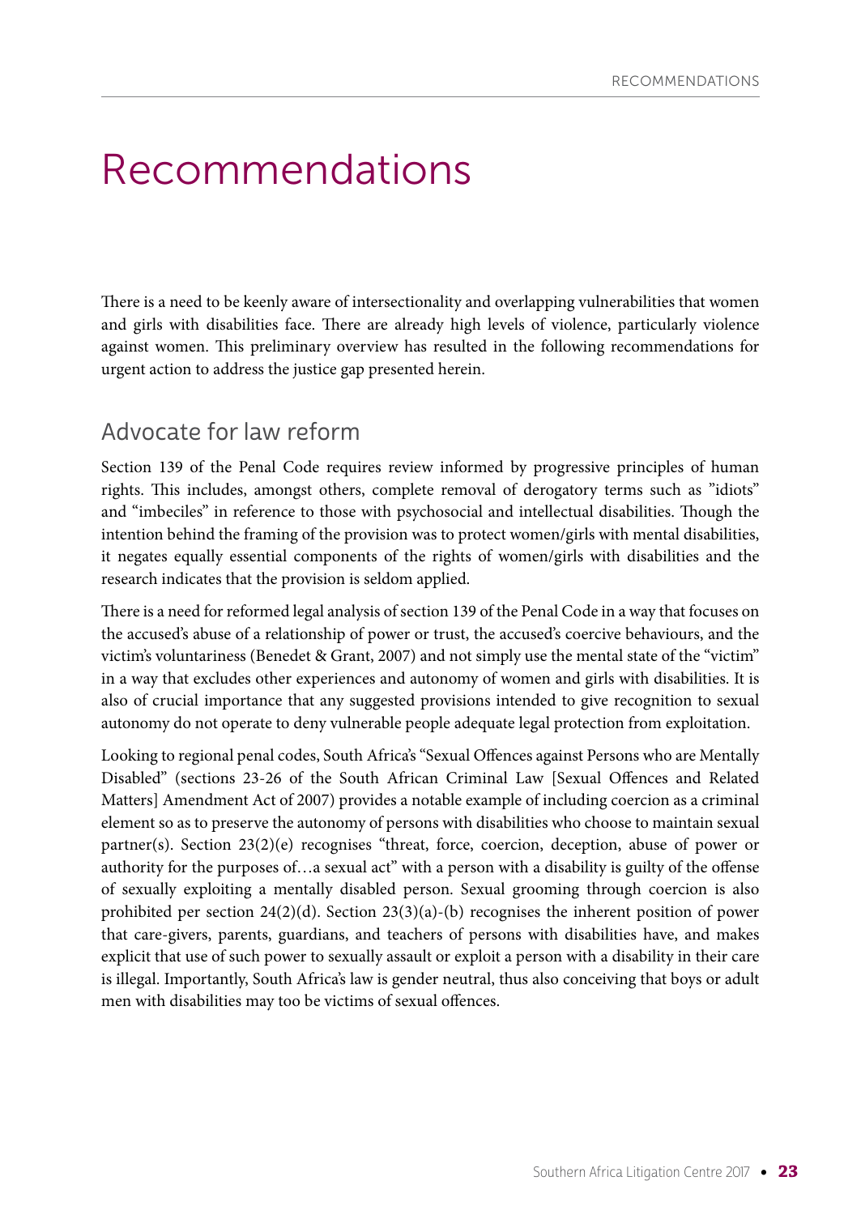# Recommendations

There is a need to be keenly aware of intersectionality and overlapping vulnerabilities that women and girls with disabilities face. There are already high levels of violence, particularly violence against women. This preliminary overview has resulted in the following recommendations for urgent action to address the justice gap presented herein.

## Advocate for law reform

Section 139 of the Penal Code requires review informed by progressive principles of human rights. This includes, amongst others, complete removal of derogatory terms such as "idiots" and "imbeciles" in reference to those with psychosocial and intellectual disabilities. Though the intention behind the framing of the provision was to protect women/girls with mental disabilities, it negates equally essential components of the rights of women/girls with disabilities and the research indicates that the provision is seldom applied.

There is a need for reformed legal analysis of section 139 of the Penal Code in a way that focuses on the accused's abuse of a relationship of power or trust, the accused's coercive behaviours, and the victim's voluntariness (Benedet & Grant, 2007) and not simply use the mental state of the "victim" in a way that excludes other experiences and autonomy of women and girls with disabilities. It is also of crucial importance that any suggested provisions intended to give recognition to sexual autonomy do not operate to deny vulnerable people adequate legal protection from exploitation.

Looking to regional penal codes, South Africa's "Sexual Offences against Persons who are Mentally Disabled" (sections 23-26 of the South African Criminal Law [Sexual Offences and Related Matters] Amendment Act of 2007) provides a notable example of including coercion as a criminal element so as to preserve the autonomy of persons with disabilities who choose to maintain sexual partner(s). Section 23(2)(e) recognises "threat, force, coercion, deception, abuse of power or authority for the purposes of…a sexual act" with a person with a disability is guilty of the offense of sexually exploiting a mentally disabled person. Sexual grooming through coercion is also prohibited per section 24(2)(d). Section 23(3)(a)-(b) recognises the inherent position of power that care-givers, parents, guardians, and teachers of persons with disabilities have, and makes explicit that use of such power to sexually assault or exploit a person with a disability in their care is illegal. Importantly, South Africa's law is gender neutral, thus also conceiving that boys or adult men with disabilities may too be victims of sexual offences.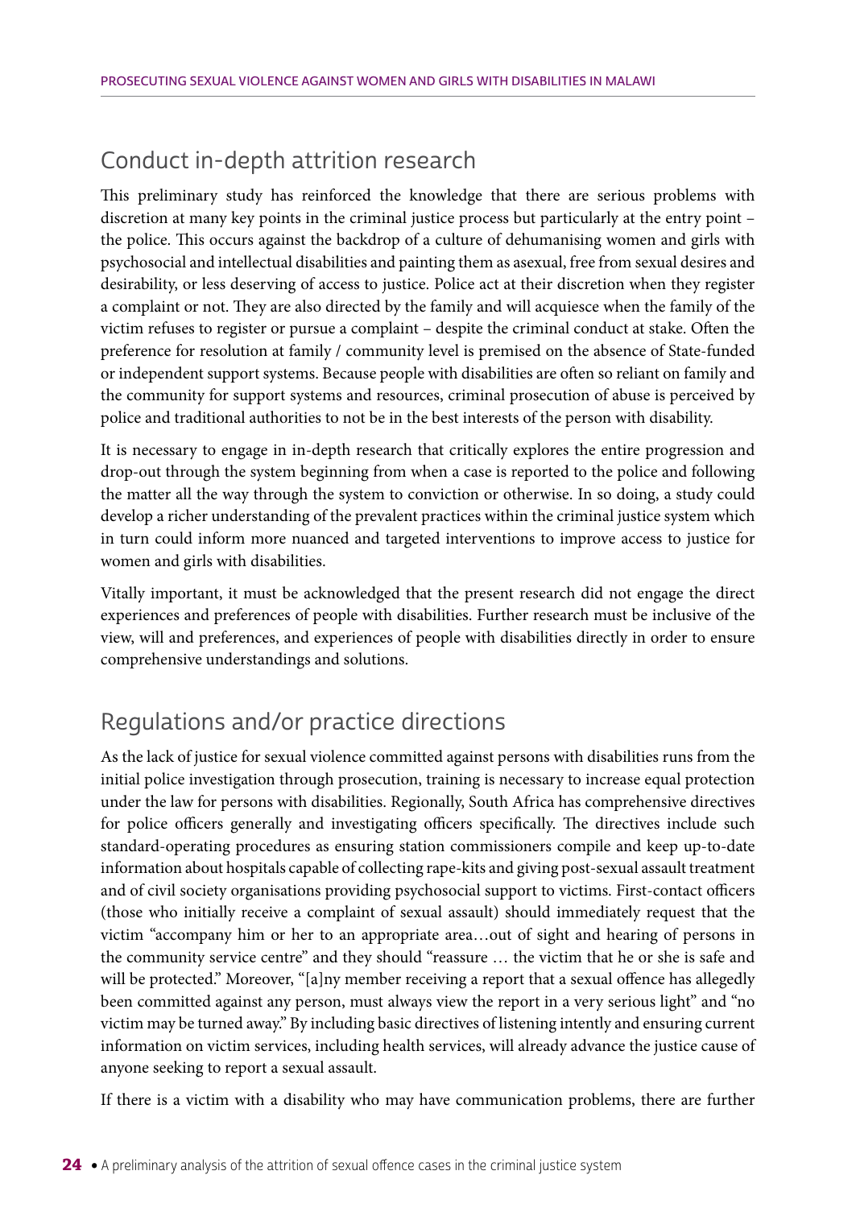## Conduct in-depth attrition research

This preliminary study has reinforced the knowledge that there are serious problems with discretion at many key points in the criminal justice process but particularly at the entry point – the police. This occurs against the backdrop of a culture of dehumanising women and girls with psychosocial and intellectual disabilities and painting them as asexual, free from sexual desires and desirability, or less deserving of access to justice. Police act at their discretion when they register a complaint or not. They are also directed by the family and will acquiesce when the family of the victim refuses to register or pursue a complaint – despite the criminal conduct at stake. Often the preference for resolution at family / community level is premised on the absence of State-funded or independent support systems. Because people with disabilities are often so reliant on family and the community for support systems and resources, criminal prosecution of abuse is perceived by police and traditional authorities to not be in the best interests of the person with disability.

It is necessary to engage in in-depth research that critically explores the entire progression and drop-out through the system beginning from when a case is reported to the police and following the matter all the way through the system to conviction or otherwise. In so doing, a study could develop a richer understanding of the prevalent practices within the criminal justice system which in turn could inform more nuanced and targeted interventions to improve access to justice for women and girls with disabilities.

Vitally important, it must be acknowledged that the present research did not engage the direct experiences and preferences of people with disabilities. Further research must be inclusive of the view, will and preferences, and experiences of people with disabilities directly in order to ensure comprehensive understandings and solutions.

## Regulations and/or practice directions

As the lack of justice for sexual violence committed against persons with disabilities runs from the initial police investigation through prosecution, training is necessary to increase equal protection under the law for persons with disabilities. Regionally, South Africa has comprehensive directives for police officers generally and investigating officers specifically. The directives include such standard-operating procedures as ensuring station commissioners compile and keep up-to-date information about hospitals capable of collecting rape-kits and giving post-sexual assault treatment and of civil society organisations providing psychosocial support to victims. First-contact officers (those who initially receive a complaint of sexual assault) should immediately request that the victim "accompany him or her to an appropriate area…out of sight and hearing of persons in the community service centre" and they should "reassure … the victim that he or she is safe and will be protected." Moreover, "[a]ny member receiving a report that a sexual offence has allegedly been committed against any person, must always view the report in a very serious light" and "no victim may be turned away." By including basic directives of listening intently and ensuring current information on victim services, including health services, will already advance the justice cause of anyone seeking to report a sexual assault.

If there is a victim with a disability who may have communication problems, there are further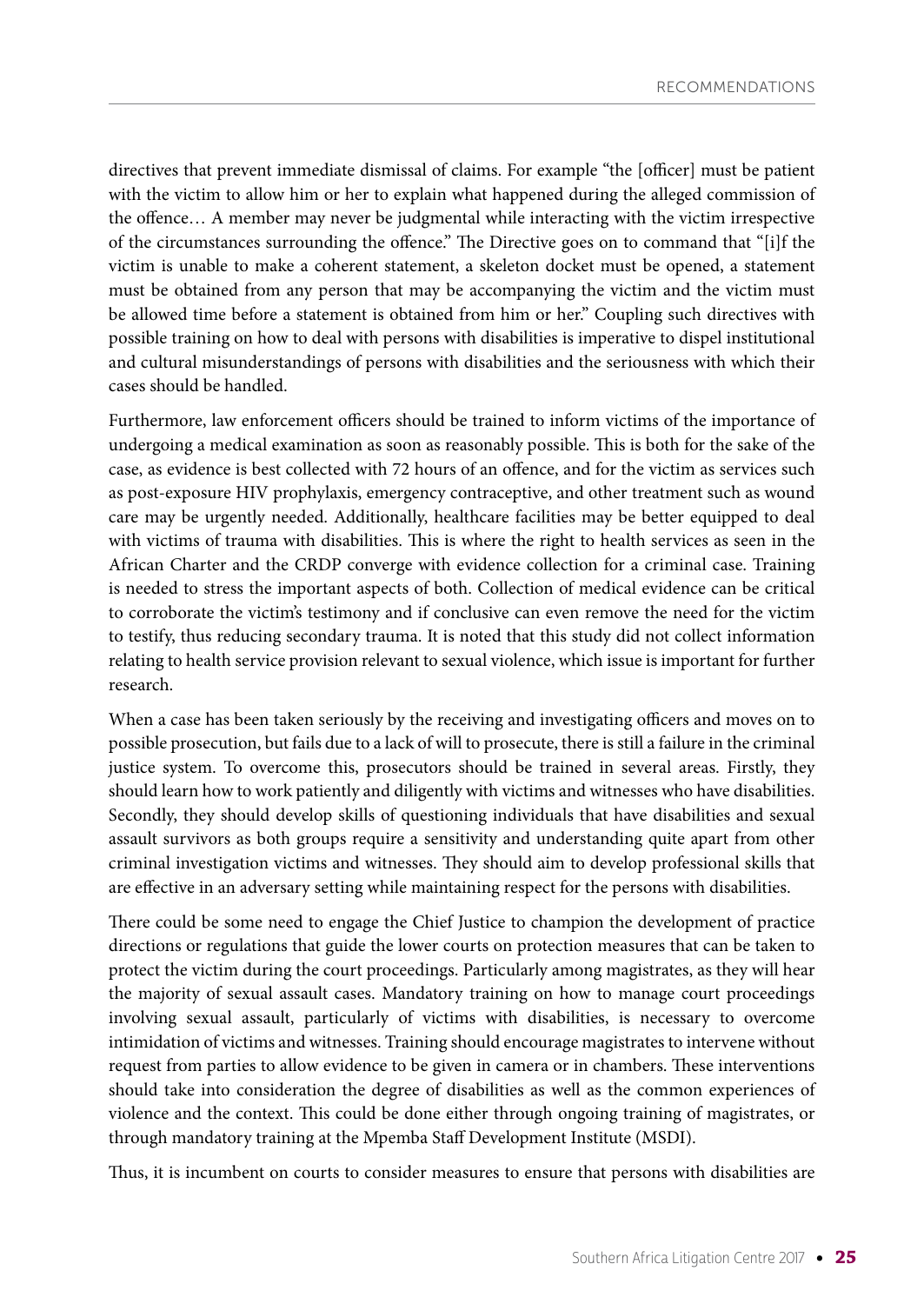directives that prevent immediate dismissal of claims. For example "the [officer] must be patient with the victim to allow him or her to explain what happened during the alleged commission of the offence… A member may never be judgmental while interacting with the victim irrespective of the circumstances surrounding the offence." The Directive goes on to command that "[i]f the victim is unable to make a coherent statement, a skeleton docket must be opened, a statement must be obtained from any person that may be accompanying the victim and the victim must be allowed time before a statement is obtained from him or her." Coupling such directives with possible training on how to deal with persons with disabilities is imperative to dispel institutional and cultural misunderstandings of persons with disabilities and the seriousness with which their cases should be handled.

Furthermore, law enforcement officers should be trained to inform victims of the importance of undergoing a medical examination as soon as reasonably possible. This is both for the sake of the case, as evidence is best collected with 72 hours of an offence, and for the victim as services such as post-exposure HIV prophylaxis, emergency contraceptive, and other treatment such as wound care may be urgently needed. Additionally, healthcare facilities may be better equipped to deal with victims of trauma with disabilities. This is where the right to health services as seen in the African Charter and the CRDP converge with evidence collection for a criminal case. Training is needed to stress the important aspects of both. Collection of medical evidence can be critical to corroborate the victim's testimony and if conclusive can even remove the need for the victim to testify, thus reducing secondary trauma. It is noted that this study did not collect information relating to health service provision relevant to sexual violence, which issue is important for further research.

When a case has been taken seriously by the receiving and investigating officers and moves on to possible prosecution, but fails due to a lack of will to prosecute, there is still a failure in the criminal justice system. To overcome this, prosecutors should be trained in several areas. Firstly, they should learn how to work patiently and diligently with victims and witnesses who have disabilities. Secondly, they should develop skills of questioning individuals that have disabilities and sexual assault survivors as both groups require a sensitivity and understanding quite apart from other criminal investigation victims and witnesses. They should aim to develop professional skills that are effective in an adversary setting while maintaining respect for the persons with disabilities.

There could be some need to engage the Chief Justice to champion the development of practice directions or regulations that guide the lower courts on protection measures that can be taken to protect the victim during the court proceedings. Particularly among magistrates, as they will hear the majority of sexual assault cases. Mandatory training on how to manage court proceedings involving sexual assault, particularly of victims with disabilities, is necessary to overcome intimidation of victims and witnesses. Training should encourage magistrates to intervene without request from parties to allow evidence to be given in camera or in chambers. These interventions should take into consideration the degree of disabilities as well as the common experiences of violence and the context. This could be done either through ongoing training of magistrates, or through mandatory training at the Mpemba Staff Development Institute (MSDI).

Thus, it is incumbent on courts to consider measures to ensure that persons with disabilities are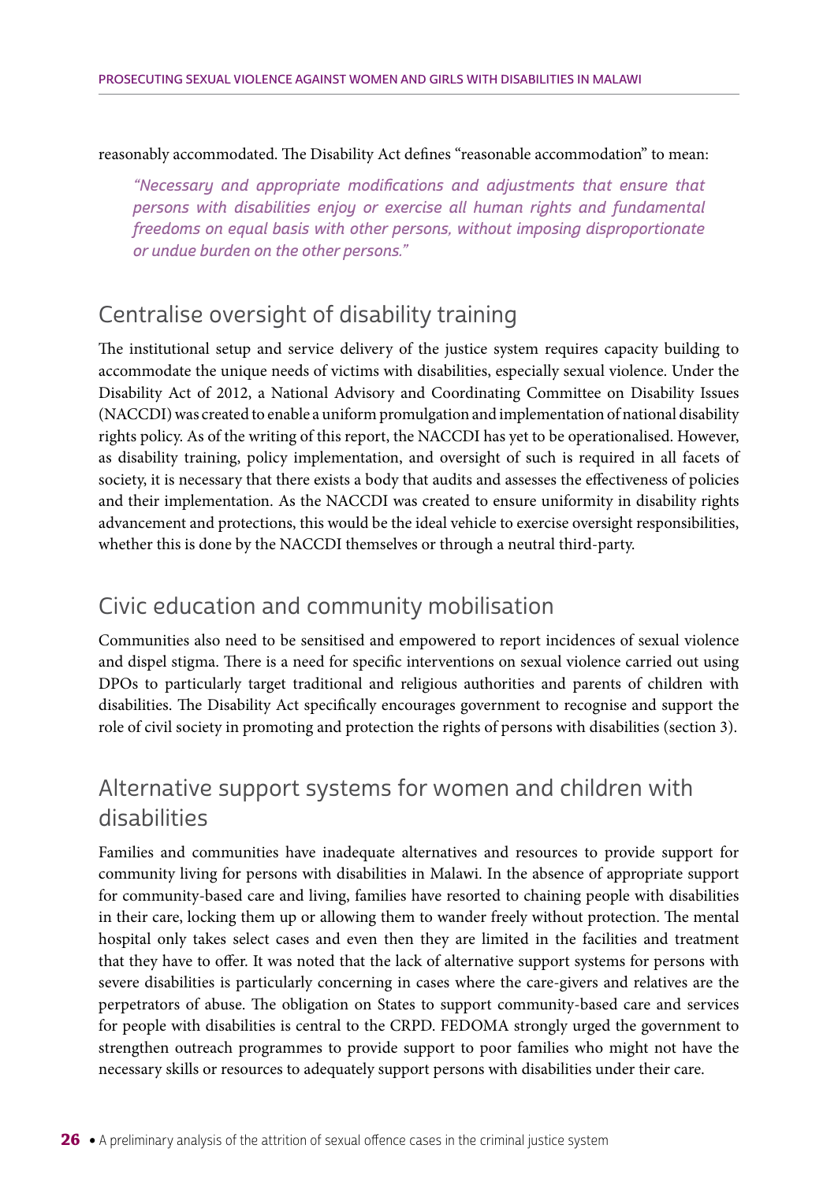reasonably accommodated. The Disability Act defines "reasonable accommodation" to mean:

> *"Necessary and appropriate modifications and adjustments that ensure that persons with disabilities enjoy or exercise all human rights and fundamental freedoms on equal basis with other persons, without imposing disproportionate or undue burden on the other persons."*

## Centralise oversight of disability training

The institutional setup and service delivery of the justice system requires capacity building to accommodate the unique needs of victims with disabilities, especially sexual violence. Under the Disability Act of 2012, a National Advisory and Coordinating Committee on Disability Issues (NACCDI) was created to enable a uniform promulgation and implementation of national disability rights policy. As of the writing of this report, the NACCDI has yet to be operationalised. However, as disability training, policy implementation, and oversight of such is required in all facets of society, it is necessary that there exists a body that audits and assesses the effectiveness of policies and their implementation. As the NACCDI was created to ensure uniformity in disability rights advancement and protections, this would be the ideal vehicle to exercise oversight responsibilities, whether this is done by the NACCDI themselves or through a neutral third-party.

## Civic education and community mobilisation

Communities also need to be sensitised and empowered to report incidences of sexual violence and dispel stigma. There is a need for specific interventions on sexual violence carried out using DPOs to particularly target traditional and religious authorities and parents of children with disabilities. The Disability Act specifically encourages government to recognise and support the role of civil society in promoting and protection the rights of persons with disabilities (section 3).

## Alternative support systems for women and children with disabilities

Families and communities have inadequate alternatives and resources to provide support for community living for persons with disabilities in Malawi. In the absence of appropriate support for community-based care and living, families have resorted to chaining people with disabilities in their care, locking them up or allowing them to wander freely without protection. The mental hospital only takes select cases and even then they are limited in the facilities and treatment that they have to offer. It was noted that the lack of alternative support systems for persons with severe disabilities is particularly concerning in cases where the care-givers and relatives are the perpetrators of abuse. The obligation on States to support community-based care and services for people with disabilities is central to the CRPD. FEDOMA strongly urged the government to strengthen outreach programmes to provide support to poor families who might not have the necessary skills or resources to adequately support persons with disabilities under their care.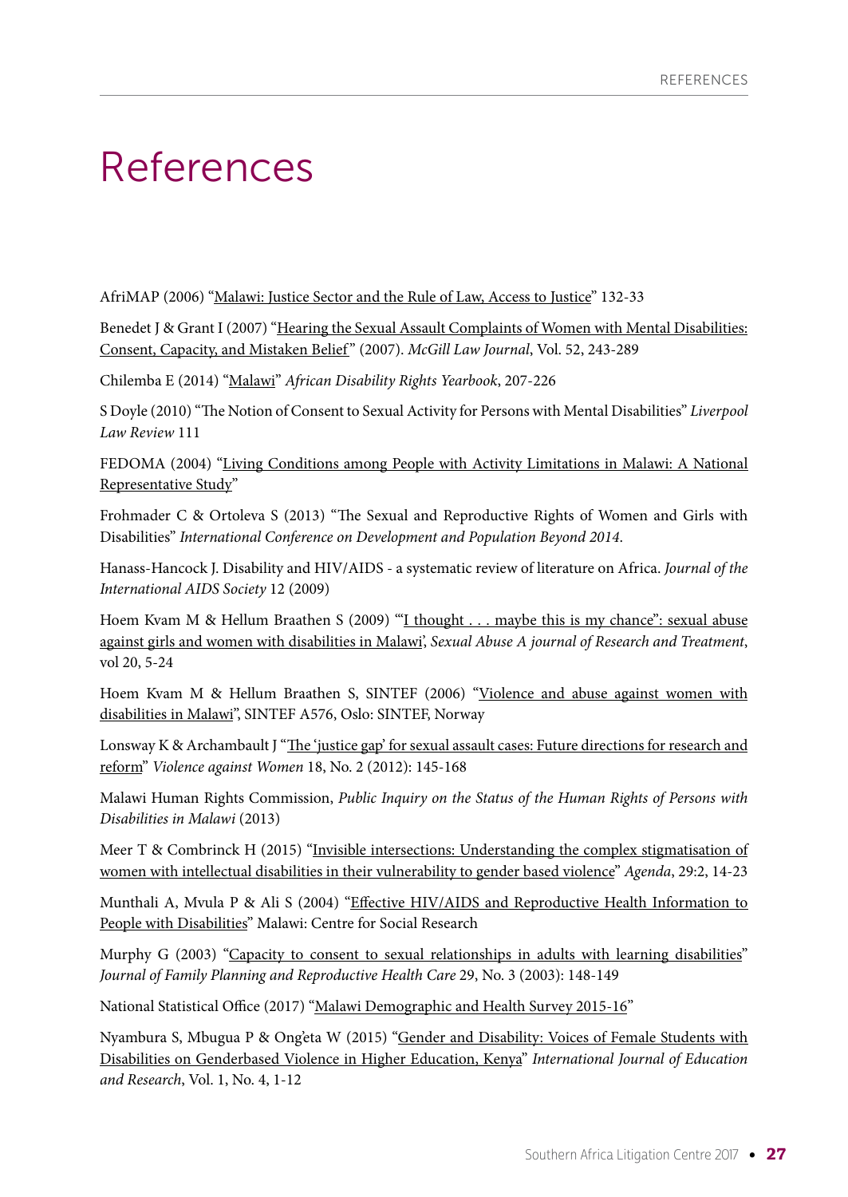# References

AfriMAP (2006) "Malawi: Justice Sector and the Rule of Law, Access to Justice" 132-33

Benedet J & Grant I (2007) "Hearing the Sexual Assault Complaints of Women with Mental Disabilities: Consent, Capacity, and Mistaken Belief" (2007). *McGill Law Journal*, Vol. 52, 243-289

Chilemba E (2014) "Malawi" *African Disability Rights Yearbook*, 207-226

S Doyle (2010) "The Notion of Consent to Sexual Activity for Persons with Mental Disabilities" *Liverpool Law Review* 111

FEDOMA (2004) "Living Conditions among People with Activity Limitations in Malawi: A National Representative Study"

Frohmader C & Ortoleva S (2013) "The Sexual and Reproductive Rights of Women and Girls with Disabilities" *International Conference on Development and Population Beyond 2014*.

Hanass-Hancock J. Disability and HIV/AIDS - a systematic review of literature on Africa. *Journal of the International AIDS Society* 12 (2009)

Hoem Kvam M & Hellum Braathen S (2009) "'I thought . . . maybe this is my chance": sexual abuse against girls and women with disabilities in Malawi', *Sexual Abuse A journal of Research and Treatment*, vol 20, 5-24

Hoem Kvam M & Hellum Braathen S, SINTEF (2006) "Violence and abuse against women with disabilities in Malawi", SINTEF A576, Oslo: SINTEF, Norway

Lonsway K & Archambault J "The 'justice gap' for sexual assault cases: Future directions for research and reform" *Violence against Women* 18, No. 2 (2012): 145-168

Malawi Human Rights Commission, *Public Inquiry on the Status of the Human Rights of Persons with Disabilities in Malawi* (2013)

Meer T & Combrinck H (2015) "Invisible intersections: Understanding the complex stigmatisation of women with intellectual disabilities in their vulnerability to gender based violence" *Agenda*, 29:2, 14-23

Munthali A, Mvula P & Ali S (2004) "Effective HIV/AIDS and Reproductive Health Information to People with Disabilities" Malawi: Centre for Social Research

Murphy G (2003) "Capacity to consent to sexual relationships in adults with learning disabilities" *Journal of Family Planning and Reproductive Health Care* 29, No. 3 (2003): 148-149

National Statistical Office (2017) "Malawi Demographic and Health Survey 2015-16"

Nyambura S, Mbugua P & Ong'eta W (2015) "Gender and Disability: Voices of Female Students with Disabilities on Genderbased Violence in Higher Education, Kenya" *International Journal of Education and Research*, Vol. 1, No. 4, 1-12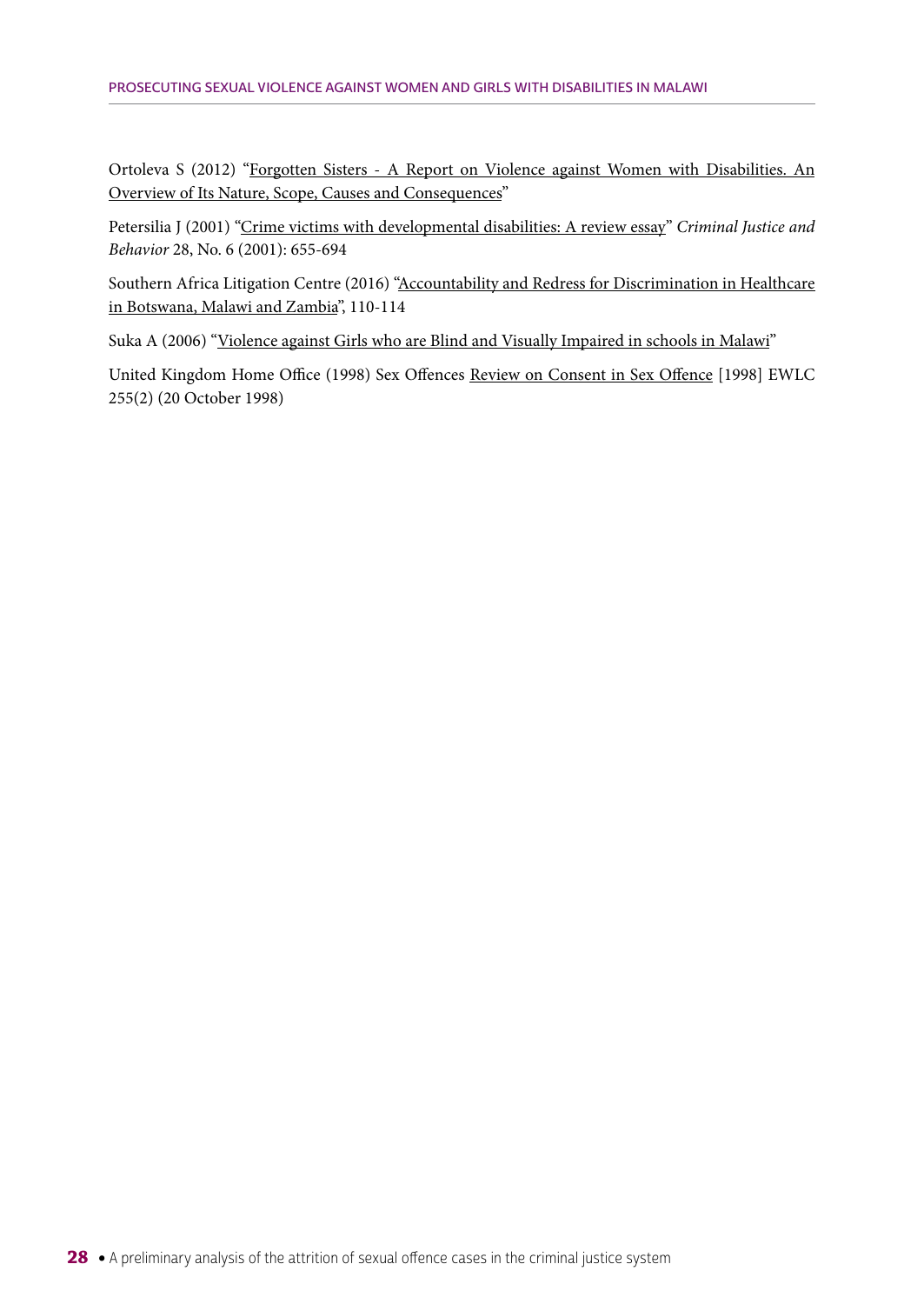Ortoleva S (2012) "Forgotten Sisters - A Report on Violence against Women with Disabilities. An Overview of Its Nature, Scope, Causes and Consequences"

Petersilia J (2001) "Crime victims with developmental disabilities: A review essay" *Criminal Justice and Behavior* 28, No. 6 (2001): 655-694

Southern Africa Litigation Centre (2016) "Accountability and Redress for Discrimination in Healthcare in Botswana, Malawi and Zambia", 110-114

Suka A (2006) "Violence against Girls who are Blind and Visually Impaired in schools in Malawi"

United Kingdom Home Office (1998) Sex Offences Review on Consent in Sex Offence [1998] EWLC 255(2) (20 October 1998)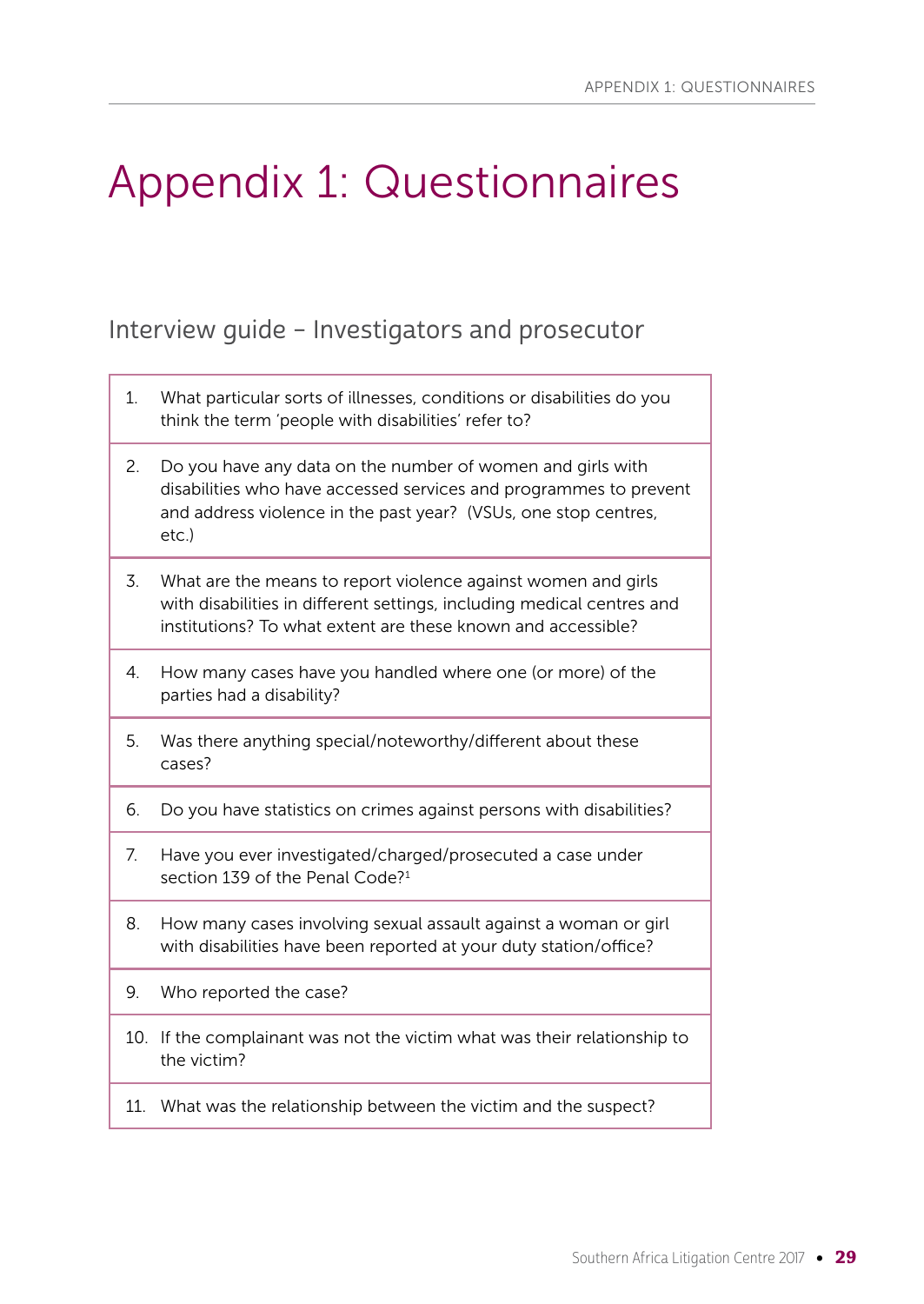# Appendix 1: Questionnaires

## Interview guide – Investigators and prosecutor

1. What particular sorts of illnesses, conditions or disabilities do you think the term 'people with disabilities' refer to?
2. Do you have any data on the number of women and girls with disabilities who have accessed services and programmes to prevent and address violence in the past year? (VSUs, one stop centres, etc.)
3. What are the means to report violence against women and girls with disabilities in different settings, including medical centres and institutions? To what extent are these known and accessible?
4. How many cases have you handled where one (or more) of the parties had a disability?
5. Was there anything special/noteworthy/different about these cases?
6. Do you have statistics on crimes against persons with disabilities?
7. Have you ever investigated/charged/prosecuted a case under section 139 of the Penal Code?[1]
8. How many cases involving sexual assault against a woman or girl with disabilities have been reported at your duty station/office?
9. Who reported the case?
10. If the complainant was not the victim what was their relationship to the victim?
11. What was the relationship between the victim and the suspect?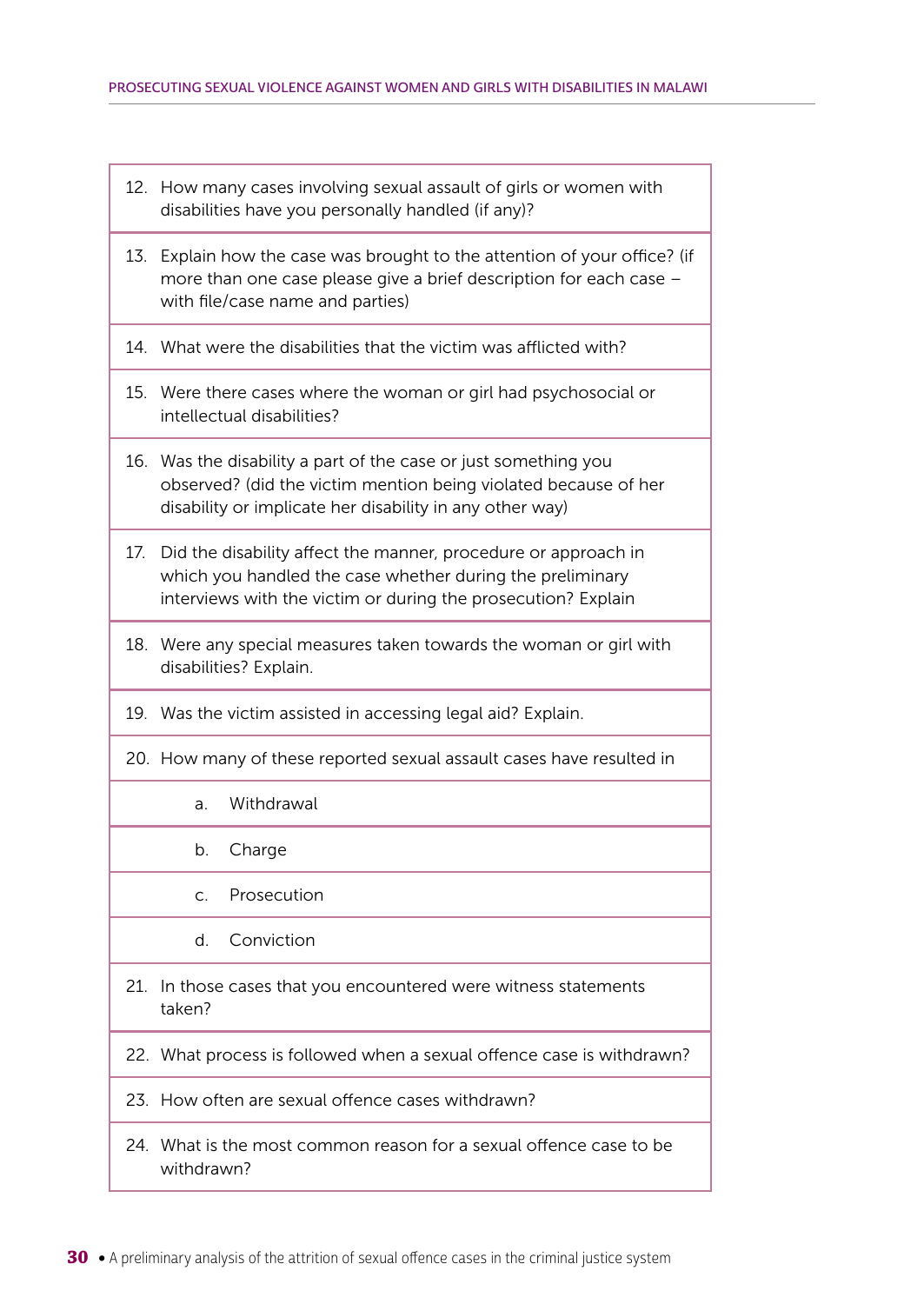| | |
|---|---|
| 12. | How many cases involving sexual assault of girls or women with disabilities have you personally handled (if any)? |
| 13. | Explain how the case was brought to the attention of your office? (if more than one case please give a brief description for each case – with file/case name and parties) |
| 14. | What were the disabilities that the victim was afflicted with? |
| 15. | Were there cases where the woman or girl had psychosocial or intellectual disabilities? |
| 16. | Was the disability a part of the case or just something you observed? (did the victim mention being violated because of her disability or implicate her disability in any other way) |
| 17. | Did the disability affect the manner, procedure or approach in which you handled the case whether during the preliminary interviews with the victim or during the prosecution? Explain |
| 18. | Were any special measures taken towards the woman or girl with disabilities? Explain. |
| 19. | Was the victim assisted in accessing legal aid? Explain. |
| 20. | How many of these reported sexual assault cases have resulted in |
| | a. Withdrawal |
| | b. Charge |
| | c. Prosecution |
| | d. Conviction |
| 21. | In those cases that you encountered were witness statements taken? |
| 22. | What process is followed when a sexual offence case is withdrawn? |
| 23. | How often are sexual offence cases withdrawn? |
| 24. | What is the most common reason for a sexual offence case to be withdrawn? |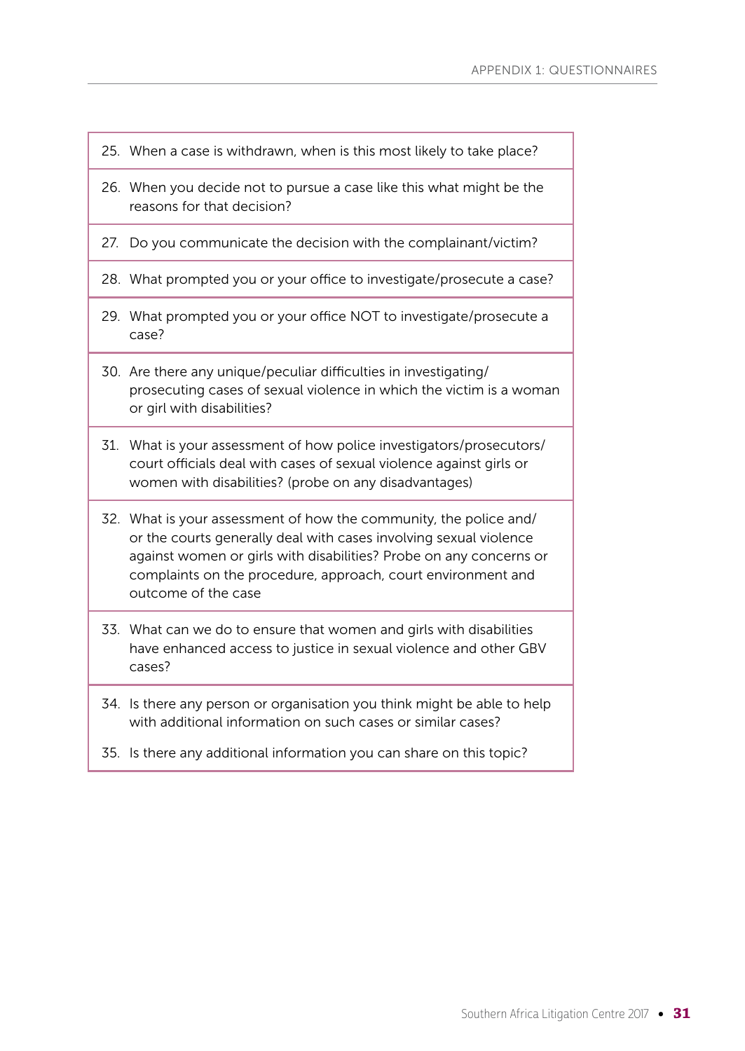25. When a case is withdrawn, when is this most likely to take place?

26. When you decide not to pursue a case like this what might be the reasons for that decision?

27. Do you communicate the decision with the complainant/victim?

28. What prompted you or your office to investigate/prosecute a case?

29. What prompted you or your office NOT to investigate/prosecute a case?

30. Are there any unique/peculiar difficulties in investigating/prosecuting cases of sexual violence in which the victim is a woman or girl with disabilities?

31. What is your assessment of how police investigators/prosecutors/court officials deal with cases of sexual violence against girls or women with disabilities? (probe on any disadvantages)

32. What is your assessment of how the community, the police and/or the courts generally deal with cases involving sexual violence against women or girls with disabilities? Probe on any concerns or complaints on the procedure, approach, court environment and outcome of the case

33. What can we do to ensure that women and girls with disabilities have enhanced access to justice in sexual violence and other GBV cases?

34. Is there any person or organisation you think might be able to help with additional information on such cases or similar cases?

35. Is there any additional information you can share on this topic?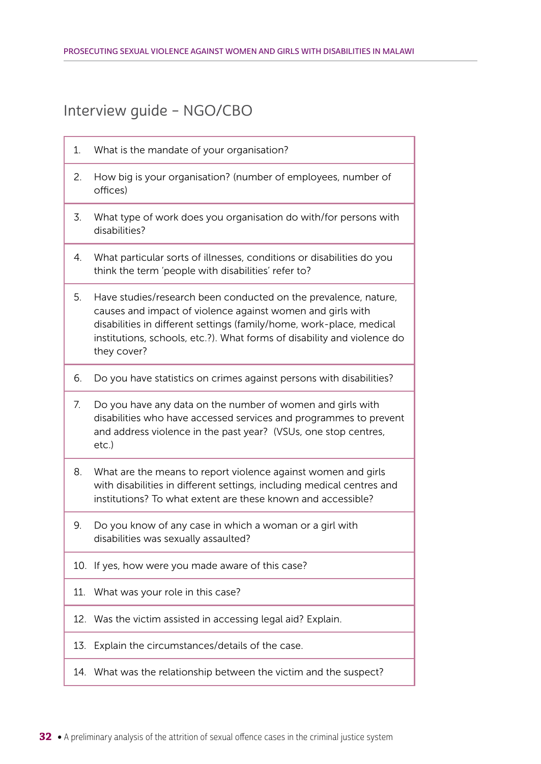## Interview guide – NGO/CBO

| | |
|---|---|
| 1. | What is the mandate of your organisation? |
| 2. | How big is your organisation? (number of employees, number of offices) |
| 3. | What type of work does you organisation do with/for persons with disabilities? |
| 4. | What particular sorts of illnesses, conditions or disabilities do you think the term 'people with disabilities' refer to? |
| 5. | Have studies/research been conducted on the prevalence, nature, causes and impact of violence against women and girls with disabilities in different settings (family/home, work-place, medical institutions, schools, etc.?). What forms of disability and violence do they cover? |
| 6. | Do you have statistics on crimes against persons with disabilities? |
| 7. | Do you have any data on the number of women and girls with disabilities who have accessed services and programmes to prevent and address violence in the past year? (VSUs, one stop centres, etc.) |
| 8. | What are the means to report violence against women and girls with disabilities in different settings, including medical centres and institutions? To what extent are these known and accessible? |
| 9. | Do you know of any case in which a woman or a girl with disabilities was sexually assaulted? |
| 10. | If yes, how were you made aware of this case? |
| 11. | What was your role in this case? |
| 12. | Was the victim assisted in accessing legal aid? Explain. |
| 13. | Explain the circumstances/details of the case. |
| 14. | What was the relationship between the victim and the suspect? |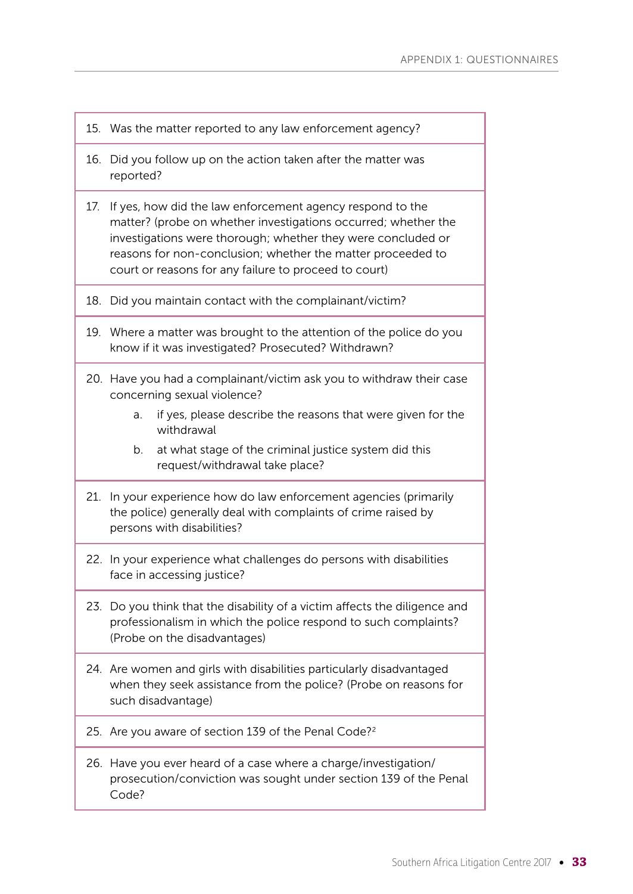15. Was the matter reported to any law enforcement agency?

16. Did you follow up on the action taken after the matter was reported?

17. If yes, how did the law enforcement agency respond to the matter? (probe on whether investigations occurred; whether the investigations were thorough; whether they were concluded or reasons for non-conclusion; whether the matter proceeded to court or reasons for any failure to proceed to court)

18. Did you maintain contact with the complainant/victim?

19. Where a matter was brought to the attention of the police do you know if it was investigated? Prosecuted? Withdrawn?

20. Have you had a complainant/victim ask you to withdraw their case concerning sexual violence?
    a. if yes, please describe the reasons that were given for the withdrawal
    b. at what stage of the criminal justice system did this request/withdrawal take place?

21. In your experience how do law enforcement agencies (primarily the police) generally deal with complaints of crime raised by persons with disabilities?

22. In your experience what challenges do persons with disabilities face in accessing justice?

23. Do you think that the disability of a victim affects the diligence and professionalism in which the police respond to such complaints? (Probe on the disadvantages)

24. Are women and girls with disabilities particularly disadvantaged when they seek assistance from the police? (Probe on reasons for such disadvantage)

25. Are you aware of section 139 of the Penal Code?[2]

26. Have you ever heard of a case where a charge/investigation/prosecution/conviction was sought under section 139 of the Penal Code?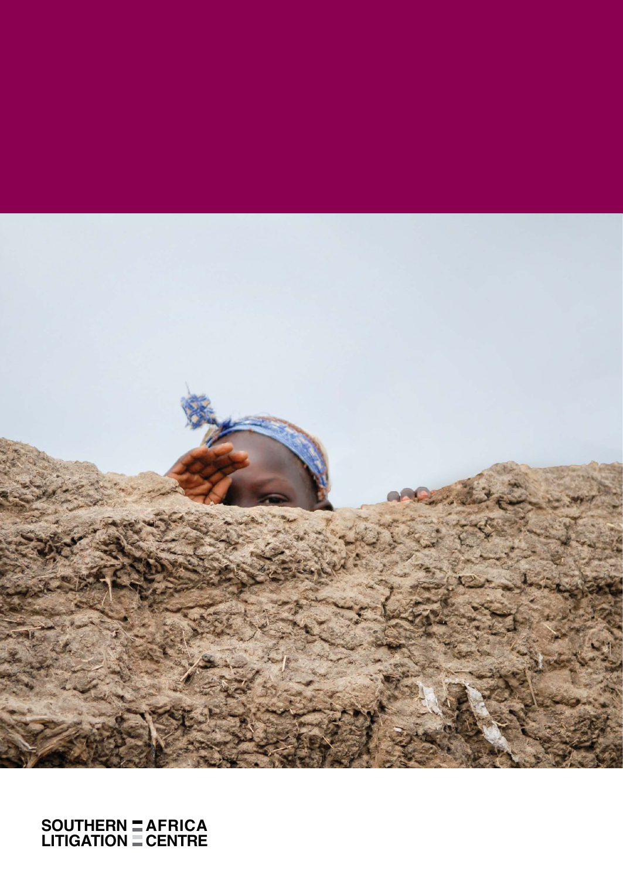SOUTHERN AFRICA LITIGATION CENTRE